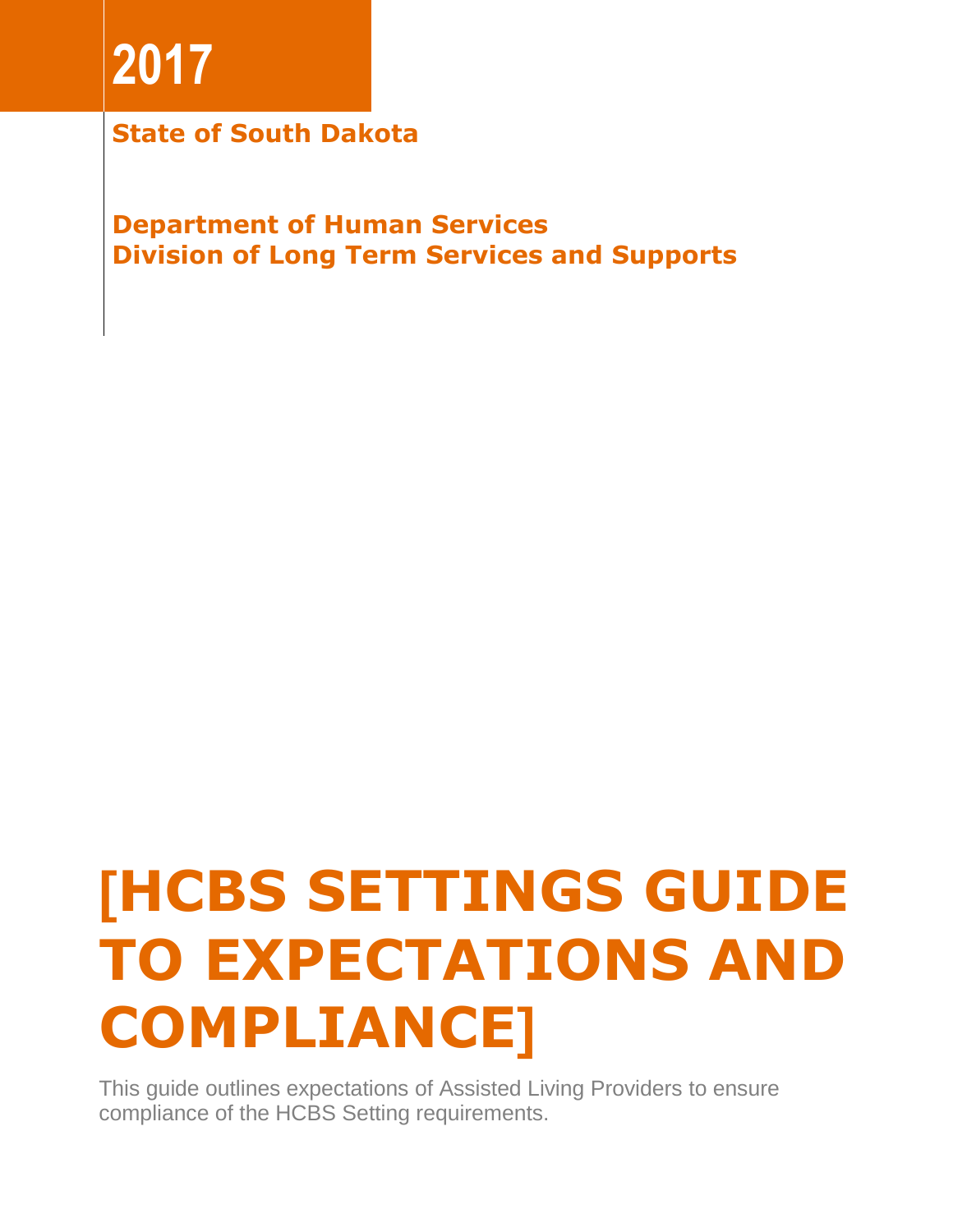**2017**

**State of South Dakota**

**Department of Human Services**
**Division of Long Term Services and Supports**

# [HCBS SETTINGS GUIDE TO EXPECTATIONS AND COMPLIANCE]

This guide outlines expectations of Assisted Living Providers to ensure compliance of the HCBS Setting requirements.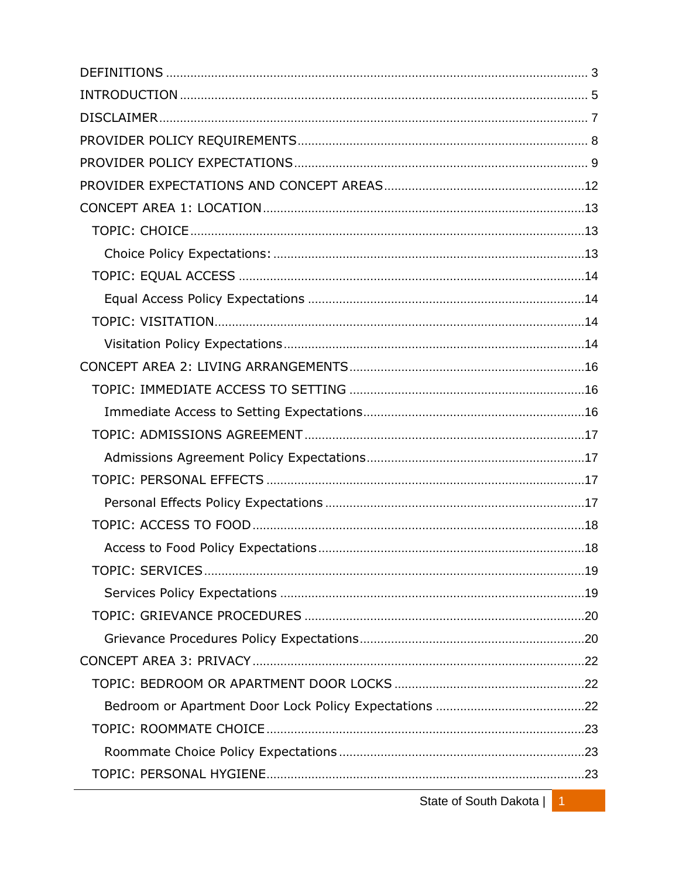DEFINITIONS ........................................................................................................ 3

INTRODUCTION ..................................................................................................... 5

DISCLAIMER.......................................................................................................... 7

PROVIDER POLICY REQUIREMENTS.................................................................. 8

PROVIDER POLICY EXPECTATIONS................................................................... 9

PROVIDER EXPECTATIONS AND CONCEPT AREAS.........................................12

CONCEPT AREA 1: LOCATION............................................................................13

- TOPIC: CHOICE.................................................................................................13
  - Choice Policy Expectations: .........................................................................13
- TOPIC: EQUAL ACCESS ...................................................................................14
  - Equal Access Policy Expectations ...............................................................14
- TOPIC: VISITATION..........................................................................................14
  - Visitation Policy Expectations .....................................................................14

CONCEPT AREA 2: LIVING ARRANGEMENTS...................................................16

- TOPIC: IMMEDIATE ACCESS TO SETTING ...................................................16
  - Immediate Access to Setting Expectations...............................................16
- TOPIC: ADMISSIONS AGREEMENT ...............................................................17
  - Admissions Agreement Policy Expectations..............................................17
- TOPIC: PERSONAL EFFECTS ..........................................................................17
  - Personal Effects Policy Expectations .........................................................17
- TOPIC: ACCESS TO FOOD ...............................................................................18
  - Access to Food Policy Expectations ...........................................................18
- TOPIC: SERVICES.............................................................................................19
  - Services Policy Expectations .......................................................................19
- TOPIC: GRIEVANCE PROCEDURES ................................................................20
  - Grievance Procedures Policy Expectations................................................20

CONCEPT AREA 3: PRIVACY...............................................................................22

- TOPIC: BEDROOM OR APARTMENT DOOR LOCKS ......................................22
  - Bedroom or Apartment Door Lock Policy Expectations ...........................22
- TOPIC: ROOMMATE CHOICE ..........................................................................23
  - Roommate Choice Policy Expectations ......................................................23
- TOPIC: PERSONAL HYGIENE...........................................................................23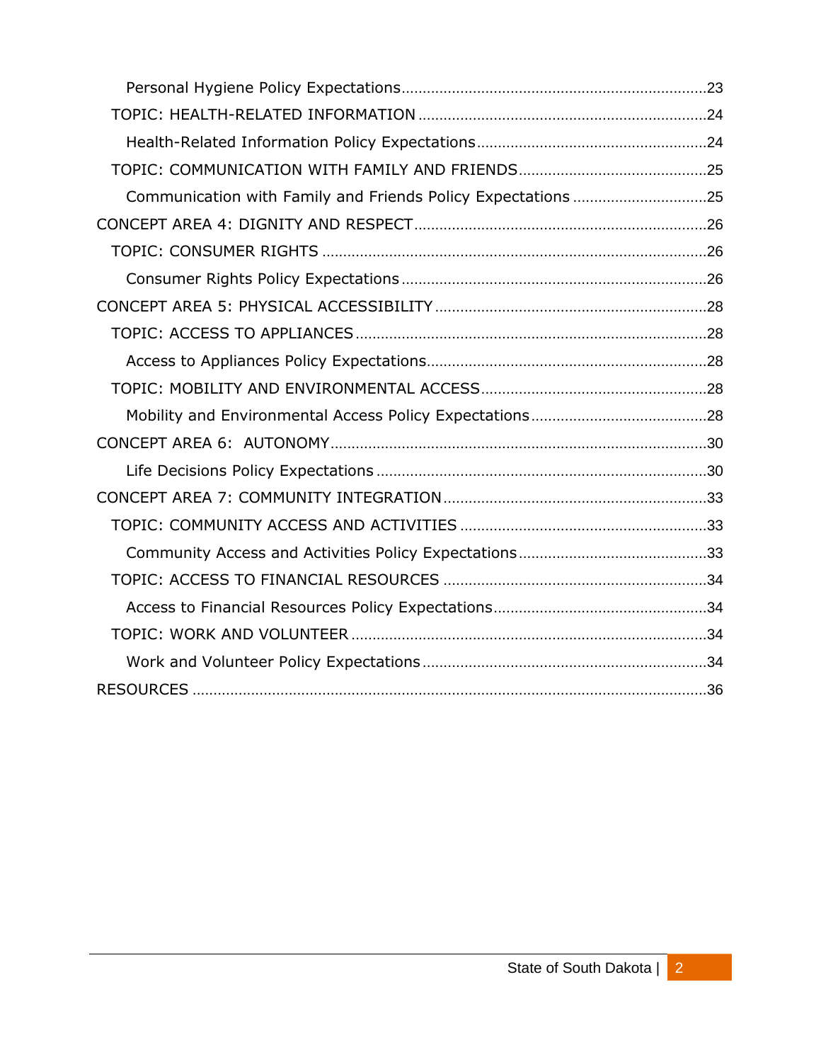Personal Hygiene Policy Expectations........................................................................23

TOPIC: HEALTH-RELATED INFORMATION ....................................................................24

Health-Related Information Policy Expectations......................................................24

TOPIC: COMMUNICATION WITH FAMILY AND FRIENDS.............................................25

Communication with Family and Friends Policy Expectations ................................25

CONCEPT AREA 4: DIGNITY AND RESPECT......................................................................26

TOPIC: CONSUMER RIGHTS ..........................................................................................26

Consumer Rights Policy Expectations ........................................................................26

CONCEPT AREA 5: PHYSICAL ACCESSIBILITY.................................................................28

TOPIC: ACCESS TO APPLIANCES...................................................................................28

Access to Appliances Policy Expectations..................................................................28

TOPIC: MOBILITY AND ENVIRONMENTAL ACCESS......................................................28

Mobility and Environmental Access Policy Expectations..........................................28

CONCEPT AREA 6: AUTONOMY.........................................................................................30

Life Decisions Policy Expectations ...............................................................................30

CONCEPT AREA 7: COMMUNITY INTEGRATION...............................................................33

TOPIC: COMMUNITY ACCESS AND ACTIVITIES ..........................................................33

Community Access and Activities Policy Expectations.............................................33

TOPIC: ACCESS TO FINANCIAL RESOURCES ...............................................................34

Access to Financial Resources Policy Expectations...................................................34

TOPIC: WORK AND VOLUNTEER ....................................................................................34

Work and Volunteer Policy Expectations....................................................................34

RESOURCES ..........................................................................................................................36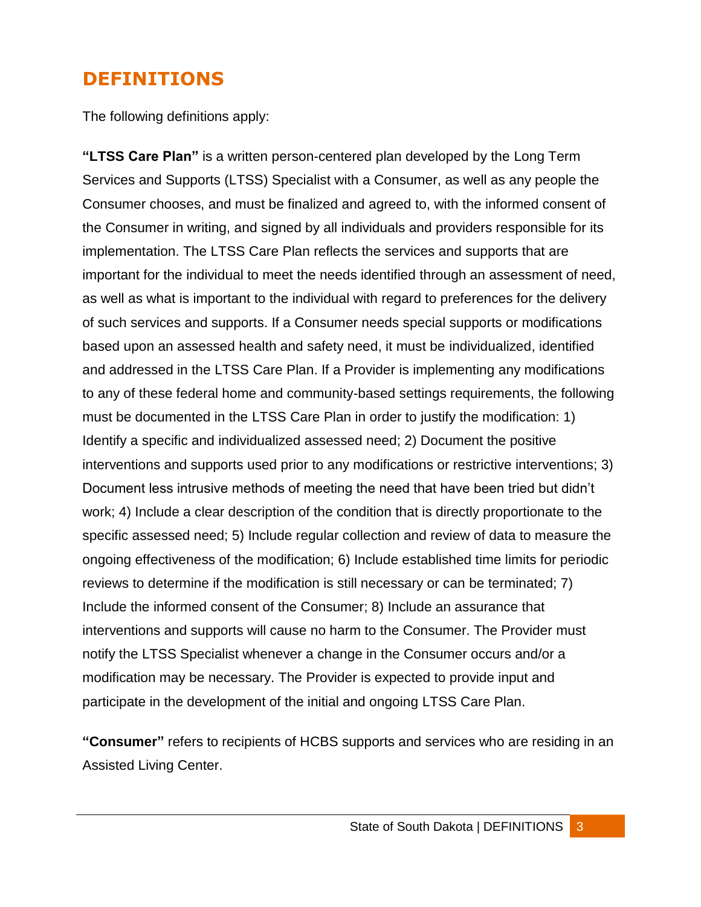# DEFINITIONS

The following definitions apply:

**"LTSS Care Plan"** is a written person-centered plan developed by the Long Term Services and Supports (LTSS) Specialist with a Consumer, as well as any people the Consumer chooses, and must be finalized and agreed to, with the informed consent of the Consumer in writing, and signed by all individuals and providers responsible for its implementation. The LTSS Care Plan reflects the services and supports that are important for the individual to meet the needs identified through an assessment of need, as well as what is important to the individual with regard to preferences for the delivery of such services and supports. If a Consumer needs special supports or modifications based upon an assessed health and safety need, it must be individualized, identified and addressed in the LTSS Care Plan. If a Provider is implementing any modifications to any of these federal home and community-based settings requirements, the following must be documented in the LTSS Care Plan in order to justify the modification: 1) Identify a specific and individualized assessed need; 2) Document the positive interventions and supports used prior to any modifications or restrictive interventions; 3) Document less intrusive methods of meeting the need that have been tried but didn't work; 4) Include a clear description of the condition that is directly proportionate to the specific assessed need; 5) Include regular collection and review of data to measure the ongoing effectiveness of the modification; 6) Include established time limits for periodic reviews to determine if the modification is still necessary or can be terminated; 7) Include the informed consent of the Consumer; 8) Include an assurance that interventions and supports will cause no harm to the Consumer. The Provider must notify the LTSS Specialist whenever a change in the Consumer occurs and/or a modification may be necessary. The Provider is expected to provide input and participate in the development of the initial and ongoing LTSS Care Plan.

**"Consumer"** refers to recipients of HCBS supports and services who are residing in an Assisted Living Center.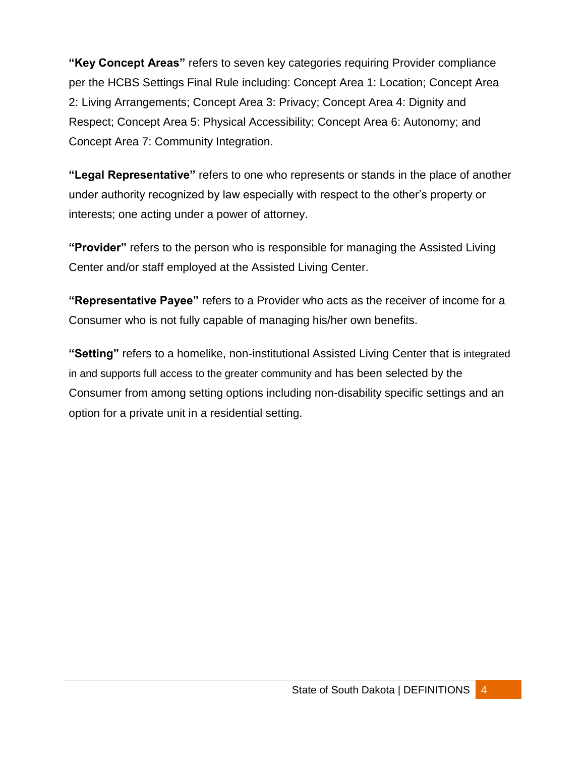**"Key Concept Areas"** refers to seven key categories requiring Provider compliance per the HCBS Settings Final Rule including: Concept Area 1: Location; Concept Area 2: Living Arrangements; Concept Area 3: Privacy; Concept Area 4: Dignity and Respect; Concept Area 5: Physical Accessibility; Concept Area 6: Autonomy; and Concept Area 7: Community Integration.

**"Legal Representative"** refers to one who represents or stands in the place of another under authority recognized by law especially with respect to the other's property or interests; one acting under a power of attorney.

**"Provider"** refers to the person who is responsible for managing the Assisted Living Center and/or staff employed at the Assisted Living Center.

**"Representative Payee"** refers to a Provider who acts as the receiver of income for a Consumer who is not fully capable of managing his/her own benefits.

**"Setting"** refers to a homelike, non-institutional Assisted Living Center that is integrated in and supports full access to the greater community and has been selected by the Consumer from among setting options including non-disability specific settings and an option for a private unit in a residential setting.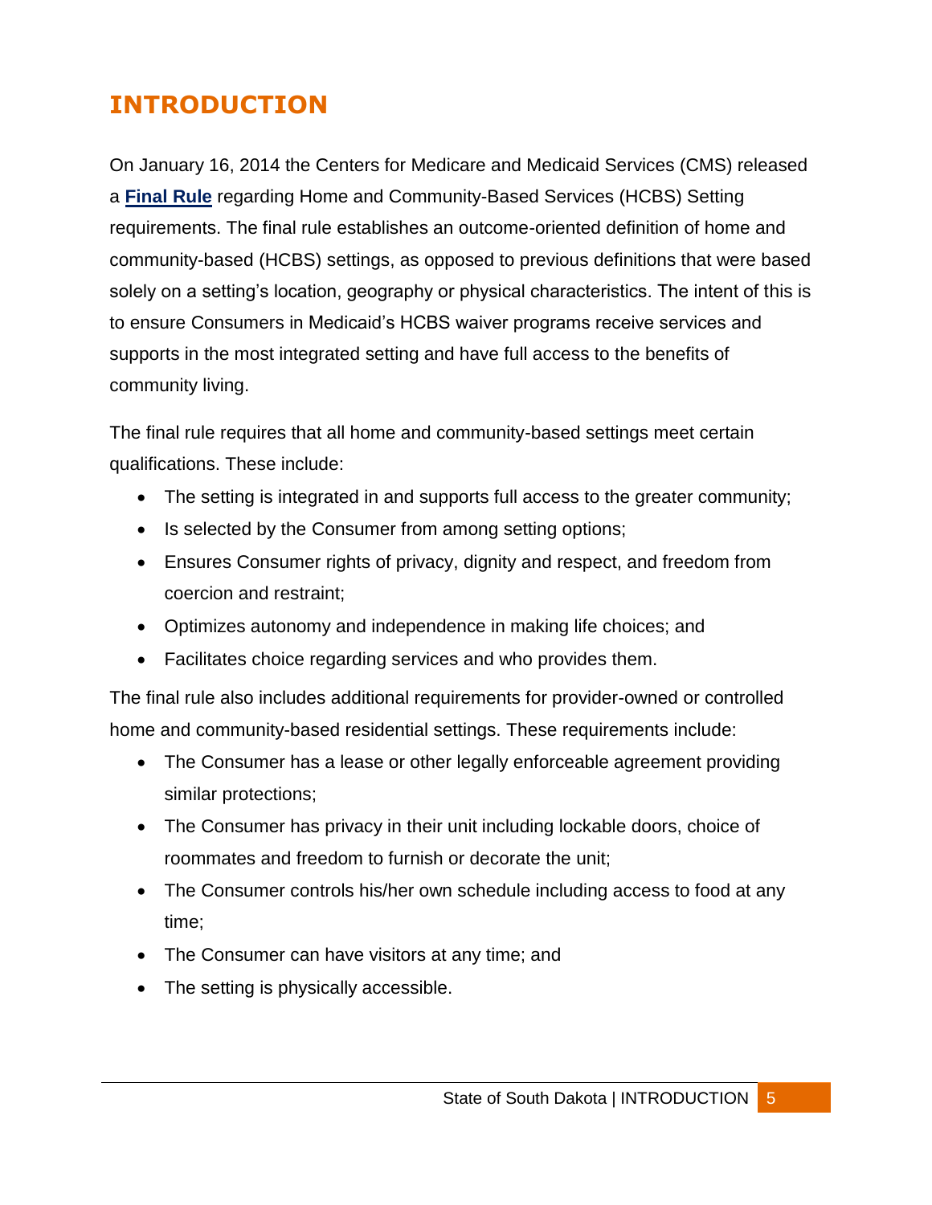# INTRODUCTION

On January 16, 2014 the Centers for Medicare and Medicaid Services (CMS) released a **Final Rule** regarding Home and Community-Based Services (HCBS) Setting requirements. The final rule establishes an outcome-oriented definition of home and community-based (HCBS) settings, as opposed to previous definitions that were based solely on a setting's location, geography or physical characteristics. The intent of this is to ensure Consumers in Medicaid's HCBS waiver programs receive services and supports in the most integrated setting and have full access to the benefits of community living.

The final rule requires that all home and community-based settings meet certain qualifications. These include:

- The setting is integrated in and supports full access to the greater community;
- Is selected by the Consumer from among setting options;
- Ensures Consumer rights of privacy, dignity and respect, and freedom from coercion and restraint;
- Optimizes autonomy and independence in making life choices; and
- Facilitates choice regarding services and who provides them.

The final rule also includes additional requirements for provider-owned or controlled home and community-based residential settings. These requirements include:

- The Consumer has a lease or other legally enforceable agreement providing similar protections;
- The Consumer has privacy in their unit including lockable doors, choice of roommates and freedom to furnish or decorate the unit;
- The Consumer controls his/her own schedule including access to food at any time;
- The Consumer can have visitors at any time; and
- The setting is physically accessible.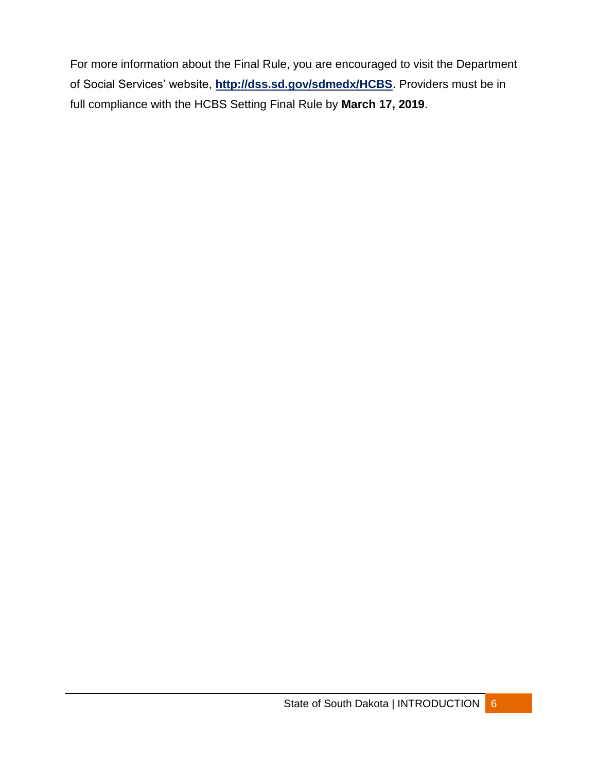For more information about the Final Rule, you are encouraged to visit the Department of Social Services' website, **http://dss.sd.gov/sdmedx/HCBS**. Providers must be in full compliance with the HCBS Setting Final Rule by **March 17, 2019**.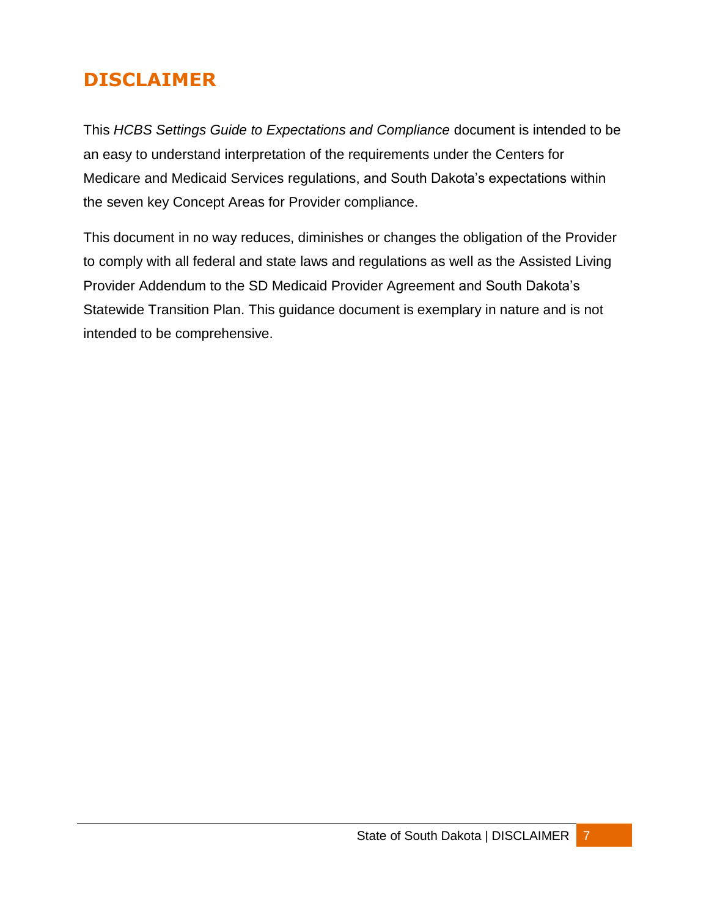# DISCLAIMER

This *HCBS Settings Guide to Expectations and Compliance* document is intended to be an easy to understand interpretation of the requirements under the Centers for Medicare and Medicaid Services regulations, and South Dakota's expectations within the seven key Concept Areas for Provider compliance.

This document in no way reduces, diminishes or changes the obligation of the Provider to comply with all federal and state laws and regulations as well as the Assisted Living Provider Addendum to the SD Medicaid Provider Agreement and South Dakota's Statewide Transition Plan. This guidance document is exemplary in nature and is not intended to be comprehensive.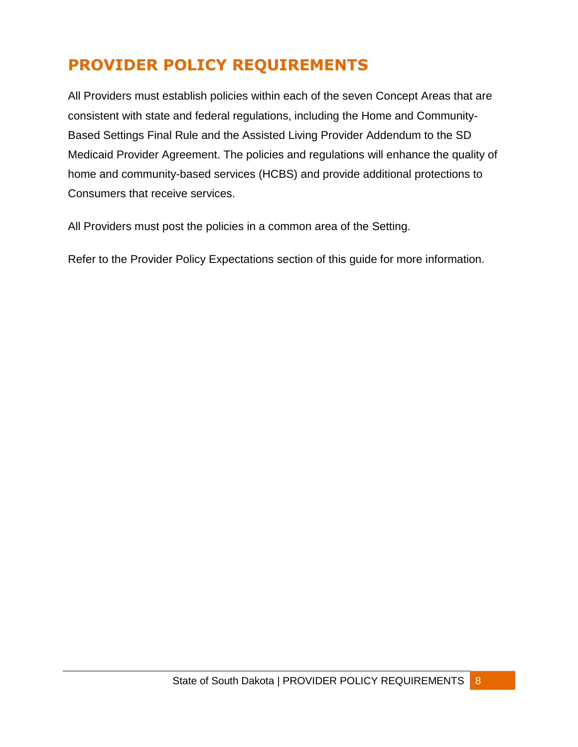# PROVIDER POLICY REQUIREMENTS

All Providers must establish policies within each of the seven Concept Areas that are consistent with state and federal regulations, including the Home and Community-Based Settings Final Rule and the Assisted Living Provider Addendum to the SD Medicaid Provider Agreement. The policies and regulations will enhance the quality of home and community-based services (HCBS) and provide additional protections to Consumers that receive services.

All Providers must post the policies in a common area of the Setting.

Refer to the Provider Policy Expectations section of this guide for more information.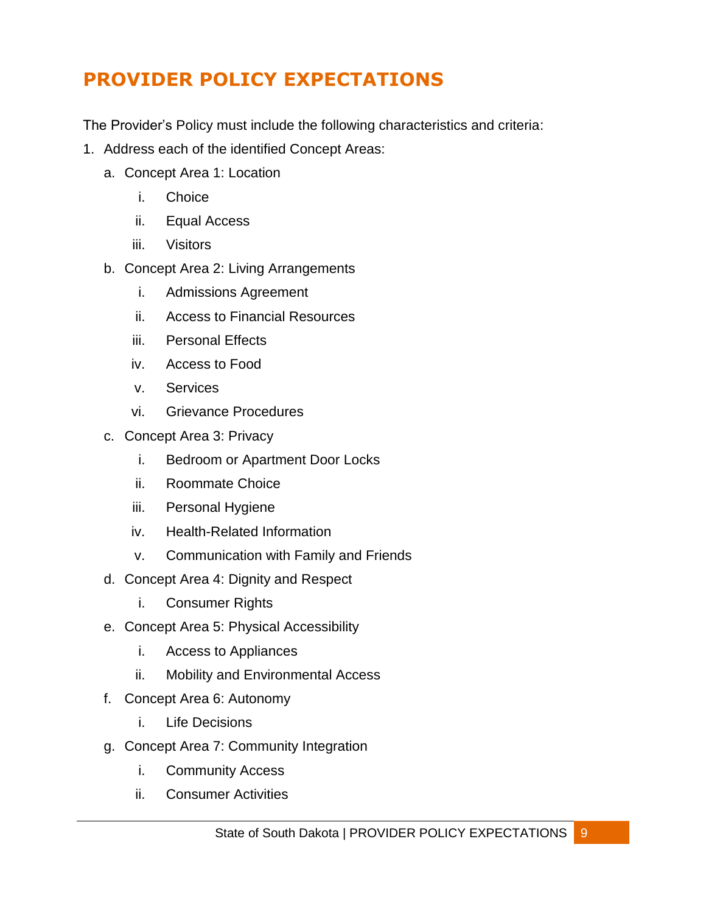# PROVIDER POLICY EXPECTATIONS

The Provider's Policy must include the following characteristics and criteria:

1. Address each of the identified Concept Areas:
   a. Concept Area 1: Location
      i. Choice
      ii. Equal Access
      iii. Visitors
   b. Concept Area 2: Living Arrangements
      i. Admissions Agreement
      ii. Access to Financial Resources
      iii. Personal Effects
      iv. Access to Food
      v. Services
      vi. Grievance Procedures
   c. Concept Area 3: Privacy
      i. Bedroom or Apartment Door Locks
      ii. Roommate Choice
      iii. Personal Hygiene
      iv. Health-Related Information
      v. Communication with Family and Friends
   d. Concept Area 4: Dignity and Respect
      i. Consumer Rights
   e. Concept Area 5: Physical Accessibility
      i. Access to Appliances
      ii. Mobility and Environmental Access
   f. Concept Area 6: Autonomy
      i. Life Decisions
   g. Concept Area 7: Community Integration
      i. Community Access
      ii. Consumer Activities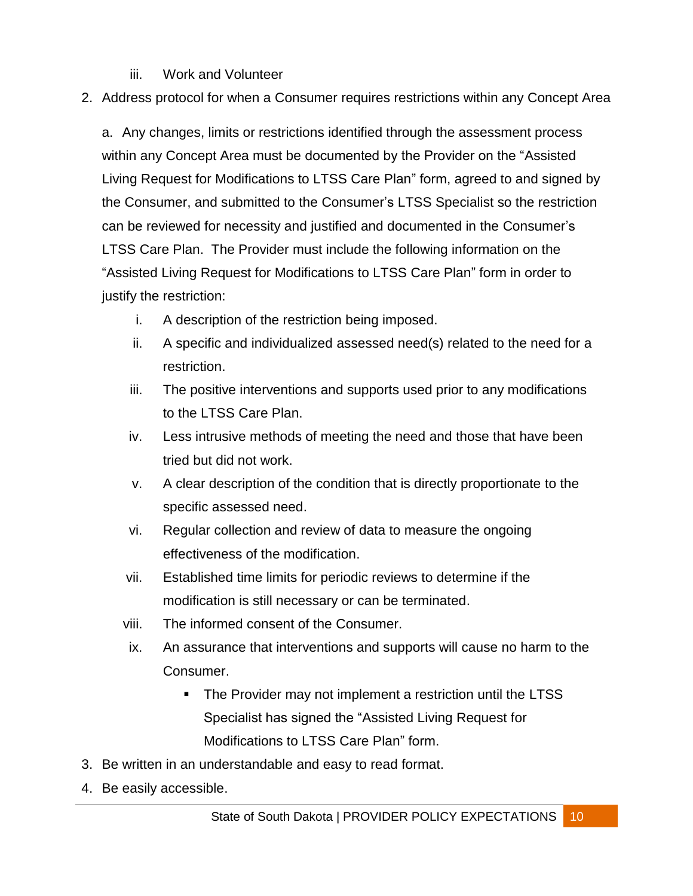iii. Work and Volunteer

2. Address protocol for when a Consumer requires restrictions within any Concept Area

   a. Any changes, limits or restrictions identified through the assessment process within any Concept Area must be documented by the Provider on the "Assisted Living Request for Modifications to LTSS Care Plan" form, agreed to and signed by the Consumer, and submitted to the Consumer's LTSS Specialist so the restriction can be reviewed for necessity and justified and documented in the Consumer's LTSS Care Plan. The Provider must include the following information on the "Assisted Living Request for Modifications to LTSS Care Plan" form in order to justify the restriction:

      i. A description of the restriction being imposed.
      ii. A specific and individualized assessed need(s) related to the need for a restriction.
      iii. The positive interventions and supports used prior to any modifications to the LTSS Care Plan.
      iv. Less intrusive methods of meeting the need and those that have been tried but did not work.
      v. A clear description of the condition that is directly proportionate to the specific assessed need.
      vi. Regular collection and review of data to measure the ongoing effectiveness of the modification.
      vii. Established time limits for periodic reviews to determine if the modification is still necessary or can be terminated.
      viii. The informed consent of the Consumer.
      ix. An assurance that interventions and supports will cause no harm to the Consumer.
         - The Provider may not implement a restriction until the LTSS Specialist has signed the "Assisted Living Request for Modifications to LTSS Care Plan" form.

3. Be written in an understandable and easy to read format.
4. Be easily accessible.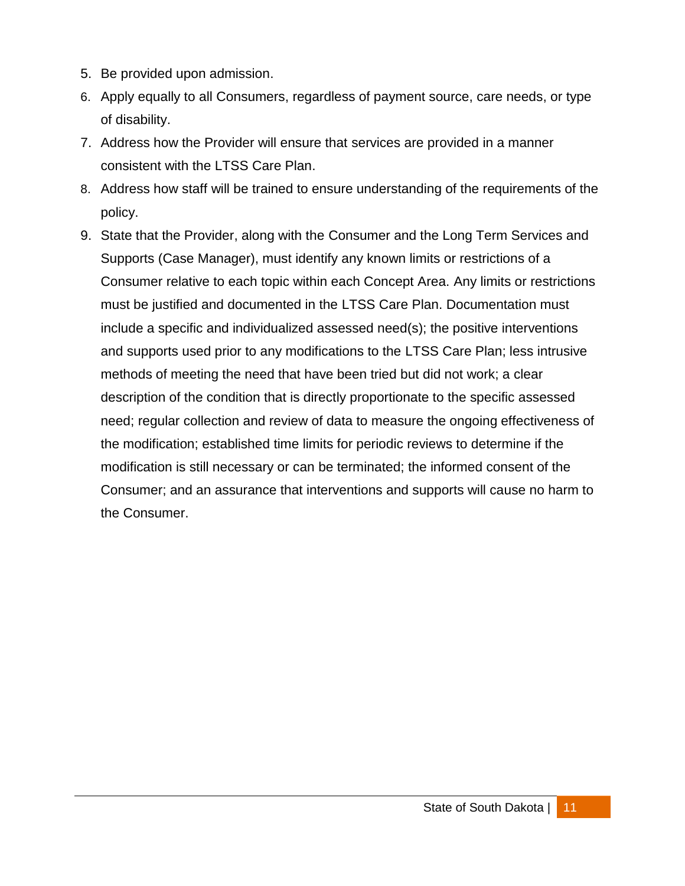5. Be provided upon admission.
6. Apply equally to all Consumers, regardless of payment source, care needs, or type of disability.
7. Address how the Provider will ensure that services are provided in a manner consistent with the LTSS Care Plan.
8. Address how staff will be trained to ensure understanding of the requirements of the policy.
9. State that the Provider, along with the Consumer and the Long Term Services and Supports (Case Manager), must identify any known limits or restrictions of a Consumer relative to each topic within each Concept Area. Any limits or restrictions must be justified and documented in the LTSS Care Plan. Documentation must include a specific and individualized assessed need(s); the positive interventions and supports used prior to any modifications to the LTSS Care Plan; less intrusive methods of meeting the need that have been tried but did not work; a clear description of the condition that is directly proportionate to the specific assessed need; regular collection and review of data to measure the ongoing effectiveness of the modification; established time limits for periodic reviews to determine if the modification is still necessary or can be terminated; the informed consent of the Consumer; and an assurance that interventions and supports will cause no harm to the Consumer.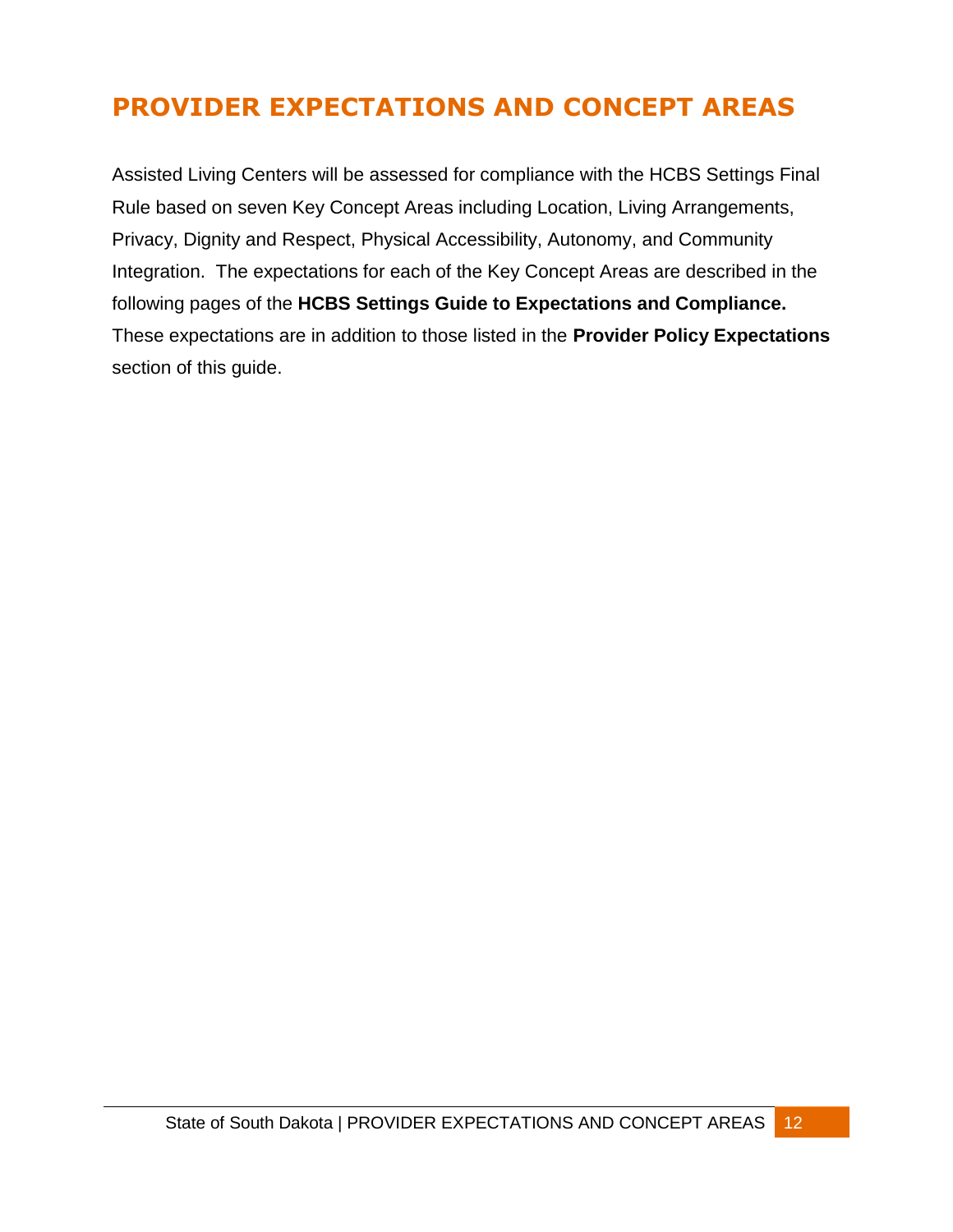# PROVIDER EXPECTATIONS AND CONCEPT AREAS

Assisted Living Centers will be assessed for compliance with the HCBS Settings Final Rule based on seven Key Concept Areas including Location, Living Arrangements, Privacy, Dignity and Respect, Physical Accessibility, Autonomy, and Community Integration. The expectations for each of the Key Concept Areas are described in the following pages of the **HCBS Settings Guide to Expectations and Compliance.** These expectations are in addition to those listed in the **Provider Policy Expectations** section of this guide.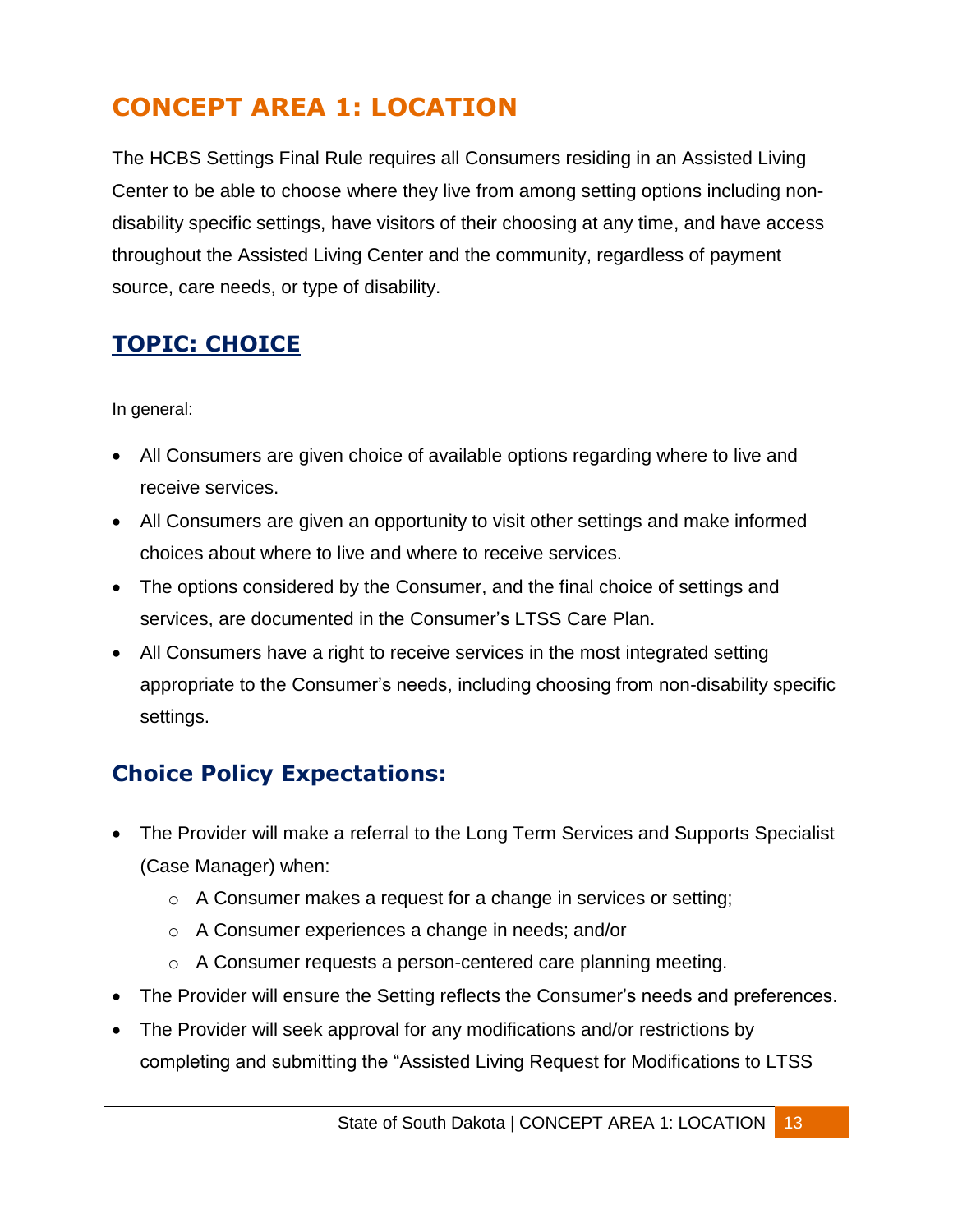# CONCEPT AREA 1: LOCATION

The HCBS Settings Final Rule requires all Consumers residing in an Assisted Living Center to be able to choose where they live from among setting options including non-disability specific settings, have visitors of their choosing at any time, and have access throughout the Assisted Living Center and the community, regardless of payment source, care needs, or type of disability.

## TOPIC: CHOICE

In general:

- All Consumers are given choice of available options regarding where to live and receive services.
- All Consumers are given an opportunity to visit other settings and make informed choices about where to live and where to receive services.
- The options considered by the Consumer, and the final choice of settings and services, are documented in the Consumer's LTSS Care Plan.
- All Consumers have a right to receive services in the most integrated setting appropriate to the Consumer's needs, including choosing from non-disability specific settings.

### Choice Policy Expectations:

- The Provider will make a referral to the Long Term Services and Supports Specialist (Case Manager) when:
  - A Consumer makes a request for a change in services or setting;
  - A Consumer experiences a change in needs; and/or
  - A Consumer requests a person-centered care planning meeting.
- The Provider will ensure the Setting reflects the Consumer's needs and preferences.
- The Provider will seek approval for any modifications and/or restrictions by completing and submitting the "Assisted Living Request for Modifications to LTSS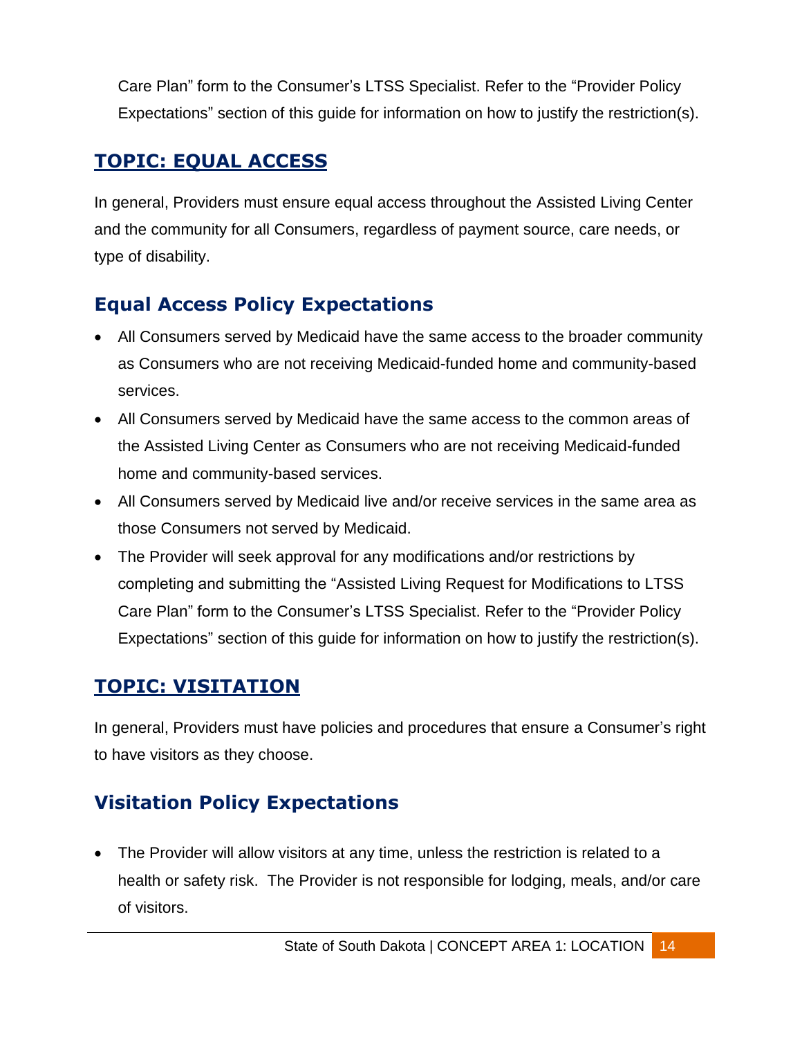Care Plan" form to the Consumer's LTSS Specialist. Refer to the "Provider Policy Expectations" section of this guide for information on how to justify the restriction(s).

## TOPIC: EQUAL ACCESS

In general, Providers must ensure equal access throughout the Assisted Living Center and the community for all Consumers, regardless of payment source, care needs, or type of disability.

### Equal Access Policy Expectations

- All Consumers served by Medicaid have the same access to the broader community as Consumers who are not receiving Medicaid-funded home and community-based services.
- All Consumers served by Medicaid have the same access to the common areas of the Assisted Living Center as Consumers who are not receiving Medicaid-funded home and community-based services.
- All Consumers served by Medicaid live and/or receive services in the same area as those Consumers not served by Medicaid.
- The Provider will seek approval for any modifications and/or restrictions by completing and submitting the "Assisted Living Request for Modifications to LTSS Care Plan" form to the Consumer's LTSS Specialist. Refer to the "Provider Policy Expectations" section of this guide for information on how to justify the restriction(s).

## TOPIC: VISITATION

In general, Providers must have policies and procedures that ensure a Consumer's right to have visitors as they choose.

### Visitation Policy Expectations

- The Provider will allow visitors at any time, unless the restriction is related to a health or safety risk. The Provider is not responsible for lodging, meals, and/or care of visitors.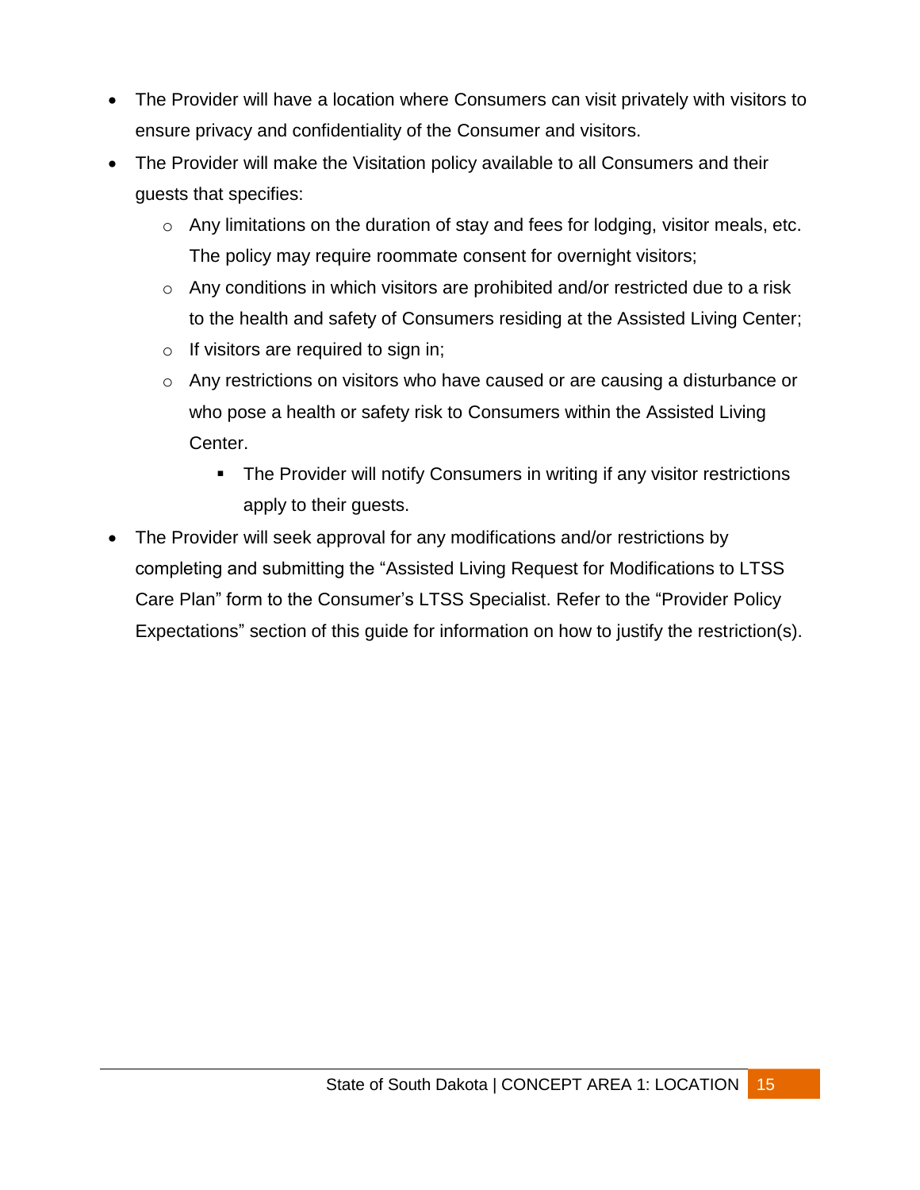- The Provider will have a location where Consumers can visit privately with visitors to ensure privacy and confidentiality of the Consumer and visitors.
- The Provider will make the Visitation policy available to all Consumers and their guests that specifies:
  - Any limitations on the duration of stay and fees for lodging, visitor meals, etc. The policy may require roommate consent for overnight visitors;
  - Any conditions in which visitors are prohibited and/or restricted due to a risk to the health and safety of Consumers residing at the Assisted Living Center;
  - If visitors are required to sign in;
  - Any restrictions on visitors who have caused or are causing a disturbance or who pose a health or safety risk to Consumers within the Assisted Living Center.
    - The Provider will notify Consumers in writing if any visitor restrictions apply to their guests.
- The Provider will seek approval for any modifications and/or restrictions by completing and submitting the "Assisted Living Request for Modifications to LTSS Care Plan" form to the Consumer's LTSS Specialist. Refer to the "Provider Policy Expectations" section of this guide for information on how to justify the restriction(s).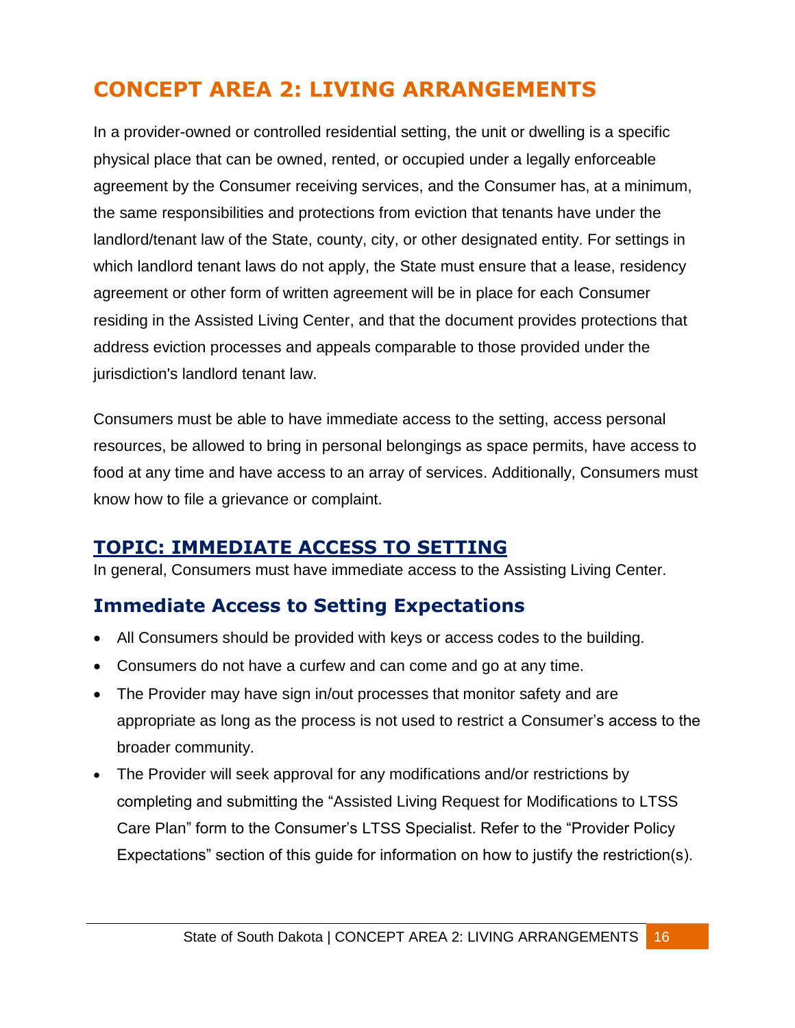# CONCEPT AREA 2: LIVING ARRANGEMENTS

In a provider-owned or controlled residential setting, the unit or dwelling is a specific physical place that can be owned, rented, or occupied under a legally enforceable agreement by the Consumer receiving services, and the Consumer has, at a minimum, the same responsibilities and protections from eviction that tenants have under the landlord/tenant law of the State, county, city, or other designated entity. For settings in which landlord tenant laws do not apply, the State must ensure that a lease, residency agreement or other form of written agreement will be in place for each Consumer residing in the Assisted Living Center, and that the document provides protections that address eviction processes and appeals comparable to those provided under the jurisdiction's landlord tenant law.

Consumers must be able to have immediate access to the setting, access personal resources, be allowed to bring in personal belongings as space permits, have access to food at any time and have access to an array of services. Additionally, Consumers must know how to file a grievance or complaint.

## TOPIC: IMMEDIATE ACCESS TO SETTING

In general, Consumers must have immediate access to the Assisting Living Center.

### Immediate Access to Setting Expectations

- All Consumers should be provided with keys or access codes to the building.
- Consumers do not have a curfew and can come and go at any time.
- The Provider may have sign in/out processes that monitor safety and are appropriate as long as the process is not used to restrict a Consumer's access to the broader community.
- The Provider will seek approval for any modifications and/or restrictions by completing and submitting the "Assisted Living Request for Modifications to LTSS Care Plan" form to the Consumer's LTSS Specialist. Refer to the "Provider Policy Expectations" section of this guide for information on how to justify the restriction(s).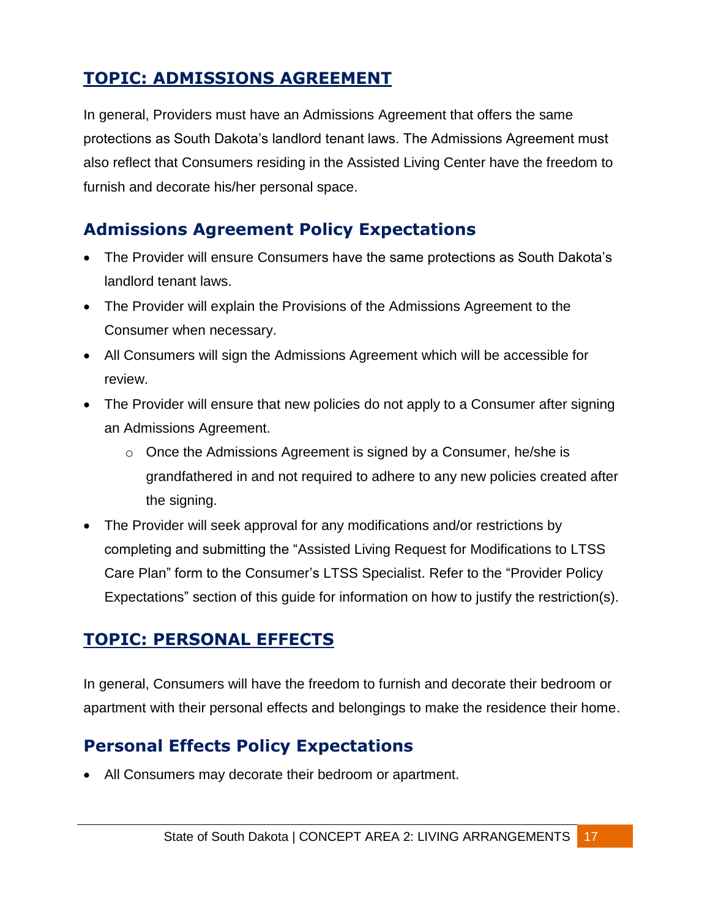## TOPIC: ADMISSIONS AGREEMENT

In general, Providers must have an Admissions Agreement that offers the same protections as South Dakota's landlord tenant laws. The Admissions Agreement must also reflect that Consumers residing in the Assisted Living Center have the freedom to furnish and decorate his/her personal space.

### Admissions Agreement Policy Expectations

- The Provider will ensure Consumers have the same protections as South Dakota's landlord tenant laws.
- The Provider will explain the Provisions of the Admissions Agreement to the Consumer when necessary.
- All Consumers will sign the Admissions Agreement which will be accessible for review.
- The Provider will ensure that new policies do not apply to a Consumer after signing an Admissions Agreement.
  - Once the Admissions Agreement is signed by a Consumer, he/she is grandfathered in and not required to adhere to any new policies created after the signing.
- The Provider will seek approval for any modifications and/or restrictions by completing and submitting the "Assisted Living Request for Modifications to LTSS Care Plan" form to the Consumer's LTSS Specialist. Refer to the "Provider Policy Expectations" section of this guide for information on how to justify the restriction(s).

## TOPIC: PERSONAL EFFECTS

In general, Consumers will have the freedom to furnish and decorate their bedroom or apartment with their personal effects and belongings to make the residence their home.

### Personal Effects Policy Expectations

- All Consumers may decorate their bedroom or apartment.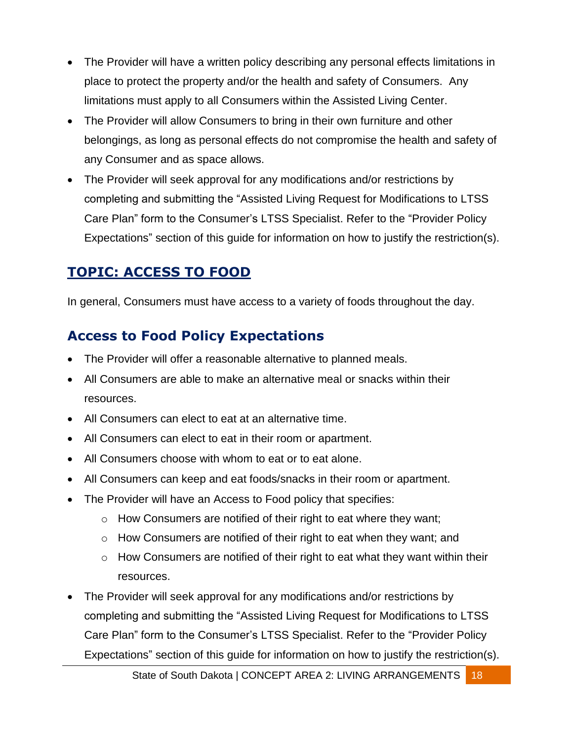- The Provider will have a written policy describing any personal effects limitations in place to protect the property and/or the health and safety of Consumers. Any limitations must apply to all Consumers within the Assisted Living Center.
- The Provider will allow Consumers to bring in their own furniture and other belongings, as long as personal effects do not compromise the health and safety of any Consumer and as space allows.
- The Provider will seek approval for any modifications and/or restrictions by completing and submitting the "Assisted Living Request for Modifications to LTSS Care Plan" form to the Consumer's LTSS Specialist. Refer to the "Provider Policy Expectations" section of this guide for information on how to justify the restriction(s).

## TOPIC: ACCESS TO FOOD

In general, Consumers must have access to a variety of foods throughout the day.

### Access to Food Policy Expectations

- The Provider will offer a reasonable alternative to planned meals.
- All Consumers are able to make an alternative meal or snacks within their resources.
- All Consumers can elect to eat at an alternative time.
- All Consumers can elect to eat in their room or apartment.
- All Consumers choose with whom to eat or to eat alone.
- All Consumers can keep and eat foods/snacks in their room or apartment.
- The Provider will have an Access to Food policy that specifies:
  - How Consumers are notified of their right to eat where they want;
  - How Consumers are notified of their right to eat when they want; and
  - How Consumers are notified of their right to eat what they want within their resources.
- The Provider will seek approval for any modifications and/or restrictions by completing and submitting the "Assisted Living Request for Modifications to LTSS Care Plan" form to the Consumer's LTSS Specialist. Refer to the "Provider Policy Expectations" section of this guide for information on how to justify the restriction(s).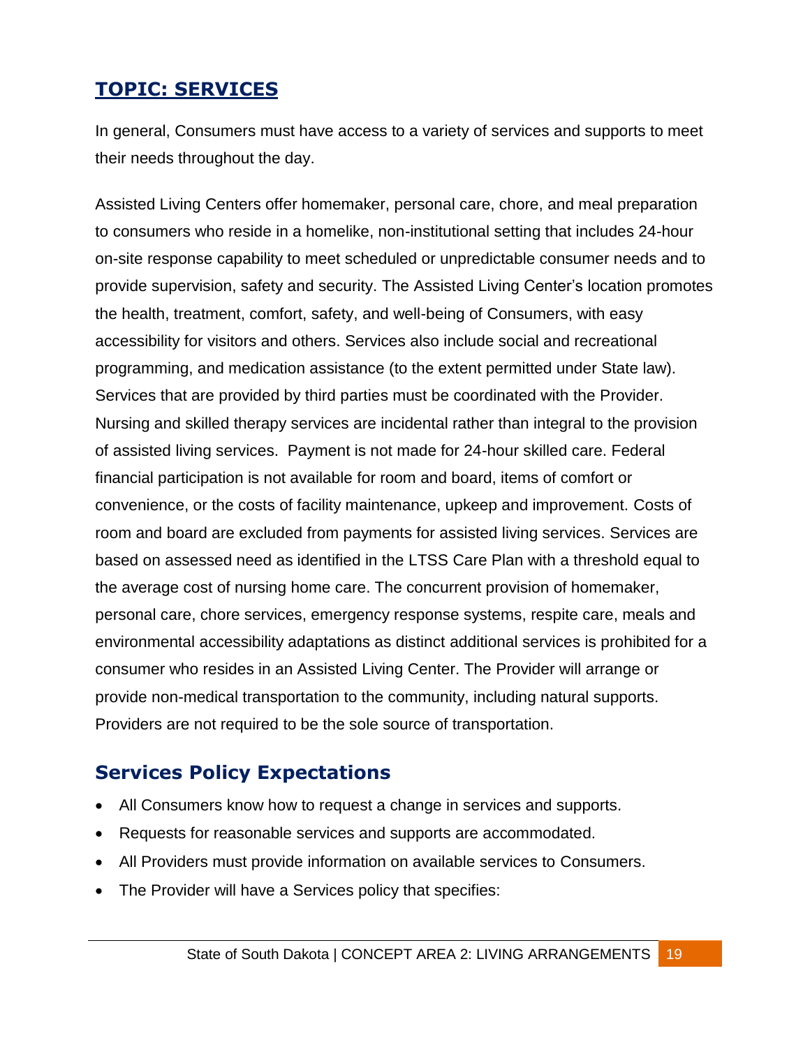## TOPIC: SERVICES

In general, Consumers must have access to a variety of services and supports to meet their needs throughout the day.

Assisted Living Centers offer homemaker, personal care, chore, and meal preparation to consumers who reside in a homelike, non-institutional setting that includes 24-hour on-site response capability to meet scheduled or unpredictable consumer needs and to provide supervision, safety and security. The Assisted Living Center's location promotes the health, treatment, comfort, safety, and well-being of Consumers, with easy accessibility for visitors and others. Services also include social and recreational programming, and medication assistance (to the extent permitted under State law). Services that are provided by third parties must be coordinated with the Provider. Nursing and skilled therapy services are incidental rather than integral to the provision of assisted living services. Payment is not made for 24-hour skilled care. Federal financial participation is not available for room and board, items of comfort or convenience, or the costs of facility maintenance, upkeep and improvement. Costs of room and board are excluded from payments for assisted living services. Services are based on assessed need as identified in the LTSS Care Plan with a threshold equal to the average cost of nursing home care. The concurrent provision of homemaker, personal care, chore services, emergency response systems, respite care, meals and environmental accessibility adaptations as distinct additional services is prohibited for a consumer who resides in an Assisted Living Center. The Provider will arrange or provide non-medical transportation to the community, including natural supports. Providers are not required to be the sole source of transportation.

### Services Policy Expectations

- All Consumers know how to request a change in services and supports.
- Requests for reasonable services and supports are accommodated.
- All Providers must provide information on available services to Consumers.
- The Provider will have a Services policy that specifies: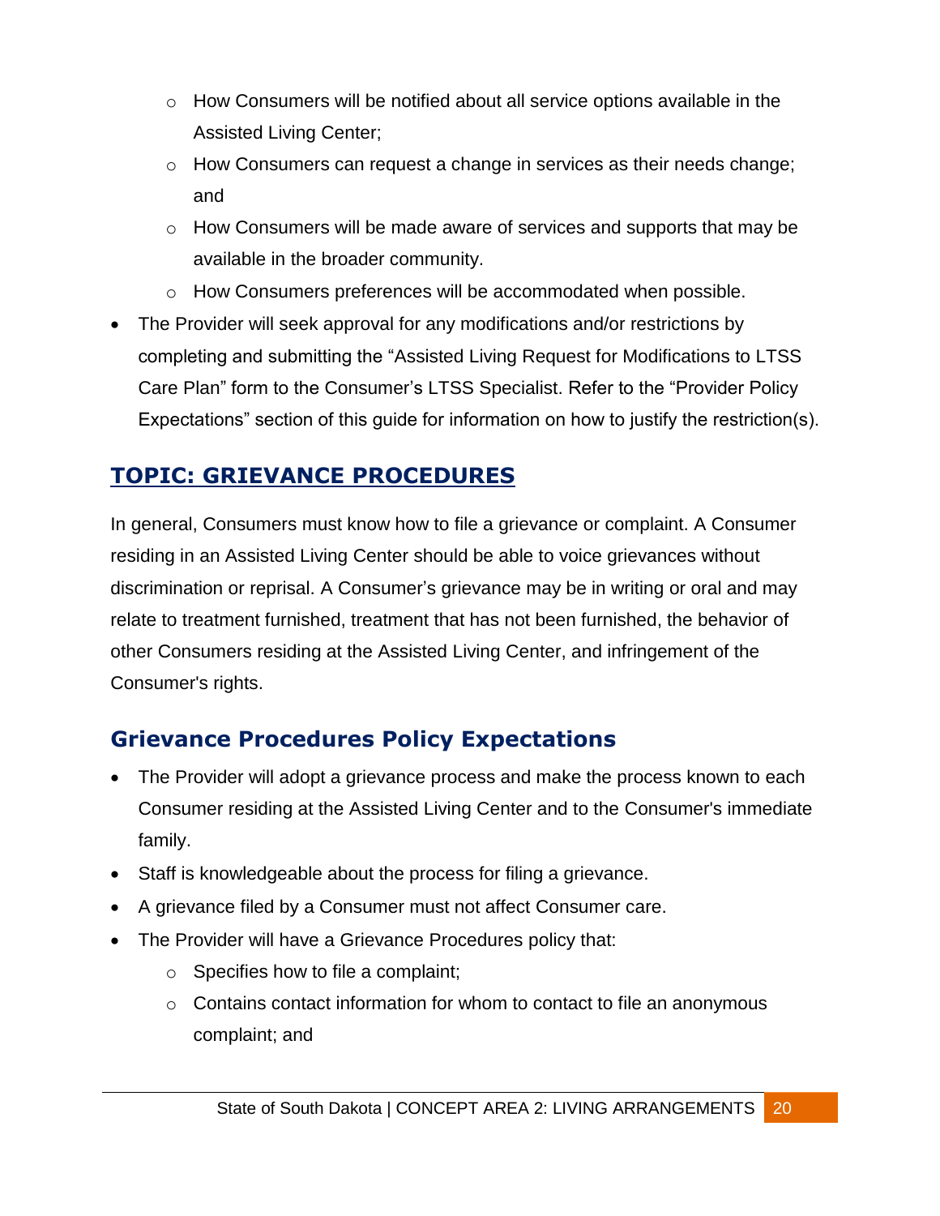- How Consumers will be notified about all service options available in the Assisted Living Center;
  - How Consumers can request a change in services as their needs change; and
  - How Consumers will be made aware of services and supports that may be available in the broader community.
  - How Consumers preferences will be accommodated when possible.
- The Provider will seek approval for any modifications and/or restrictions by completing and submitting the "Assisted Living Request for Modifications to LTSS Care Plan" form to the Consumer's LTSS Specialist. Refer to the "Provider Policy Expectations" section of this guide for information on how to justify the restriction(s).

## TOPIC: GRIEVANCE PROCEDURES

In general, Consumers must know how to file a grievance or complaint. A Consumer residing in an Assisted Living Center should be able to voice grievances without discrimination or reprisal. A Consumer's grievance may be in writing or oral and may relate to treatment furnished, treatment that has not been furnished, the behavior of other Consumers residing at the Assisted Living Center, and infringement of the Consumer's rights.

### Grievance Procedures Policy Expectations

- The Provider will adopt a grievance process and make the process known to each Consumer residing at the Assisted Living Center and to the Consumer's immediate family.
- Staff is knowledgeable about the process for filing a grievance.
- A grievance filed by a Consumer must not affect Consumer care.
- The Provider will have a Grievance Procedures policy that:
  - Specifies how to file a complaint;
  - Contains contact information for whom to contact to file an anonymous complaint; and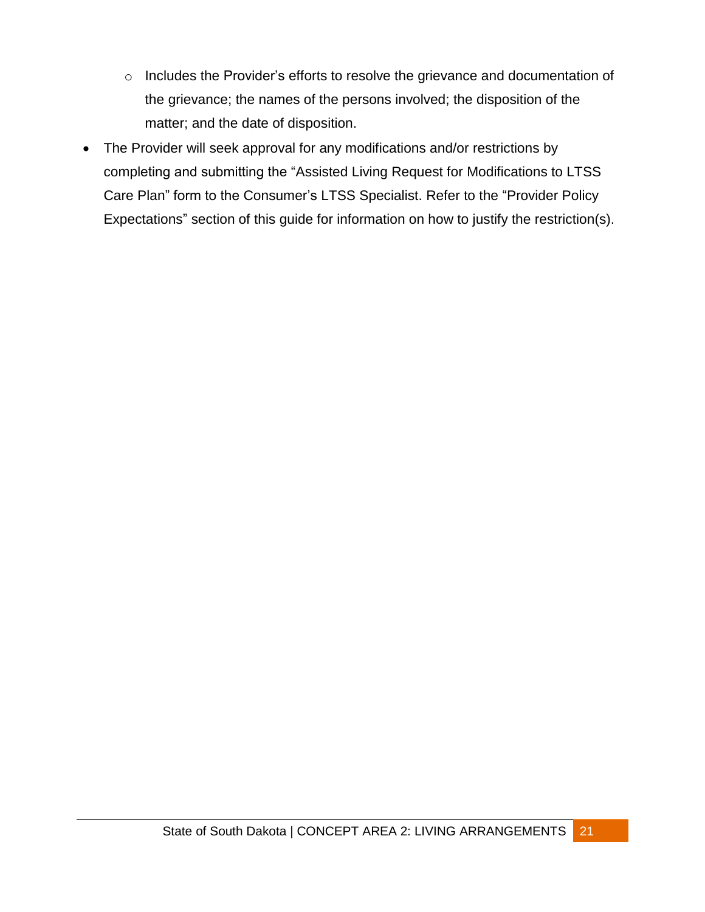- Includes the Provider's efforts to resolve the grievance and documentation of the grievance; the names of the persons involved; the disposition of the matter; and the date of disposition.
- The Provider will seek approval for any modifications and/or restrictions by completing and submitting the "Assisted Living Request for Modifications to LTSS Care Plan" form to the Consumer's LTSS Specialist. Refer to the "Provider Policy Expectations" section of this guide for information on how to justify the restriction(s).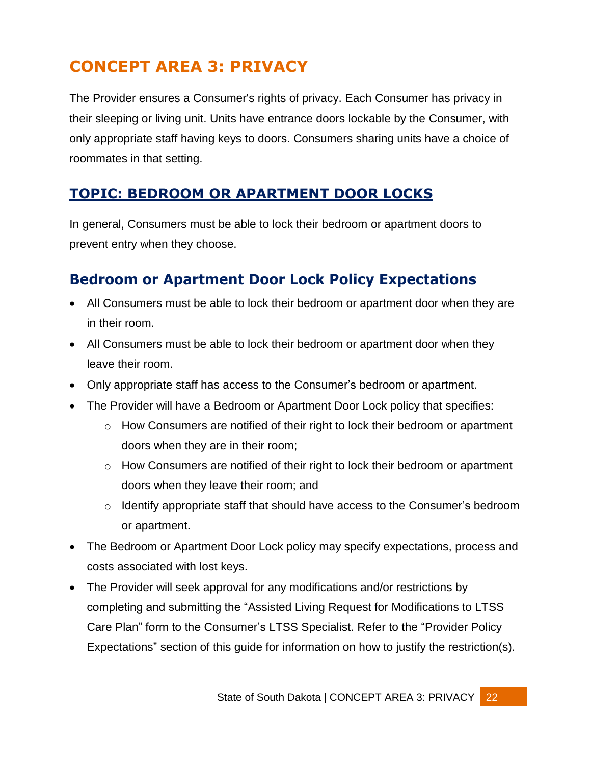# CONCEPT AREA 3: PRIVACY

The Provider ensures a Consumer's rights of privacy. Each Consumer has privacy in their sleeping or living unit. Units have entrance doors lockable by the Consumer, with only appropriate staff having keys to doors. Consumers sharing units have a choice of roommates in that setting.

## TOPIC: BEDROOM OR APARTMENT DOOR LOCKS

In general, Consumers must be able to lock their bedroom or apartment doors to prevent entry when they choose.

### Bedroom or Apartment Door Lock Policy Expectations

- All Consumers must be able to lock their bedroom or apartment door when they are in their room.
- All Consumers must be able to lock their bedroom or apartment door when they leave their room.
- Only appropriate staff has access to the Consumer's bedroom or apartment.
- The Provider will have a Bedroom or Apartment Door Lock policy that specifies:
  - How Consumers are notified of their right to lock their bedroom or apartment doors when they are in their room;
  - How Consumers are notified of their right to lock their bedroom or apartment doors when they leave their room; and
  - Identify appropriate staff that should have access to the Consumer's bedroom or apartment.
- The Bedroom or Apartment Door Lock policy may specify expectations, process and costs associated with lost keys.
- The Provider will seek approval for any modifications and/or restrictions by completing and submitting the "Assisted Living Request for Modifications to LTSS Care Plan" form to the Consumer's LTSS Specialist. Refer to the "Provider Policy Expectations" section of this guide for information on how to justify the restriction(s).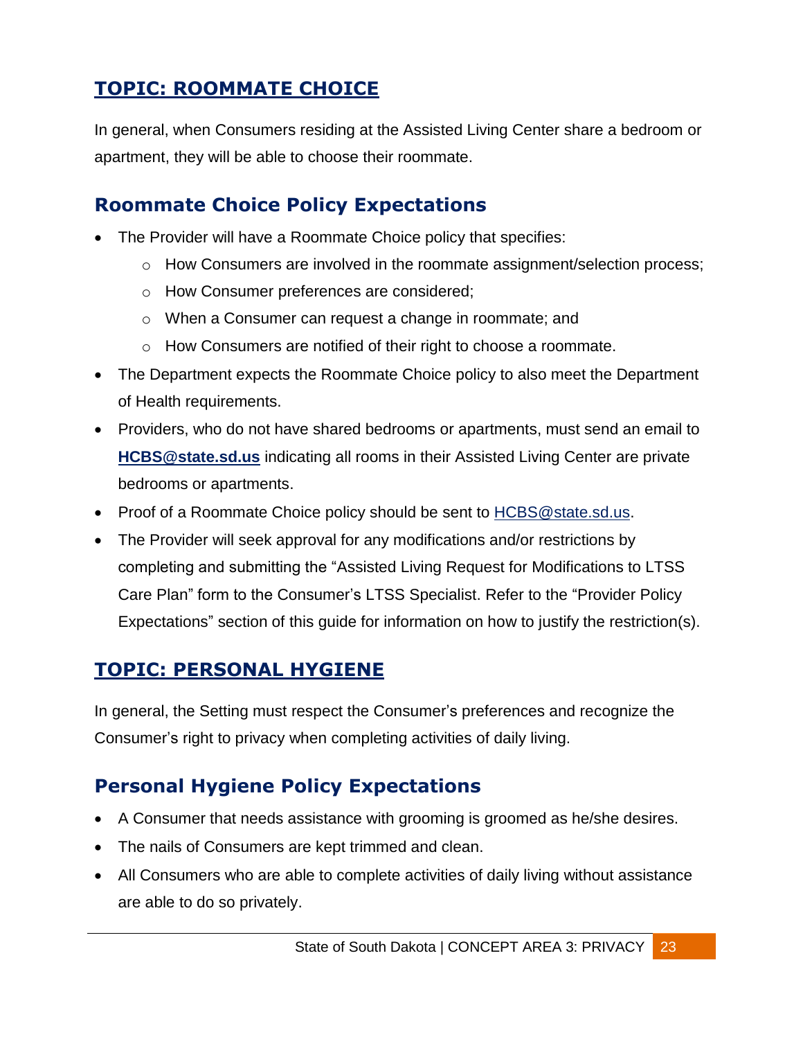## [TOPIC: ROOMMATE CHOICE]()

In general, when Consumers residing at the Assisted Living Center share a bedroom or apartment, they will be able to choose their roommate.

### Roommate Choice Policy Expectations

- The Provider will have a Roommate Choice policy that specifies:
  - How Consumers are involved in the roommate assignment/selection process;
  - How Consumer preferences are considered;
  - When a Consumer can request a change in roommate; and
  - How Consumers are notified of their right to choose a roommate.
- The Department expects the Roommate Choice policy to also meet the Department of Health requirements.
- Providers, who do not have shared bedrooms or apartments, must send an email to **[HCBS@state.sd.us](mailto:HCBS@state.sd.us)** indicating all rooms in their Assisted Living Center are private bedrooms or apartments.
- Proof of a Roommate Choice policy should be sent to [HCBS@state.sd.us](mailto:HCBS@state.sd.us).
- The Provider will seek approval for any modifications and/or restrictions by completing and submitting the "Assisted Living Request for Modifications to LTSS Care Plan" form to the Consumer's LTSS Specialist. Refer to the "Provider Policy Expectations" section of this guide for information on how to justify the restriction(s).

## [TOPIC: PERSONAL HYGIENE]()

In general, the Setting must respect the Consumer's preferences and recognize the Consumer's right to privacy when completing activities of daily living.

### Personal Hygiene Policy Expectations

- A Consumer that needs assistance with grooming is groomed as he/she desires.
- The nails of Consumers are kept trimmed and clean.
- All Consumers who are able to complete activities of daily living without assistance are able to do so privately.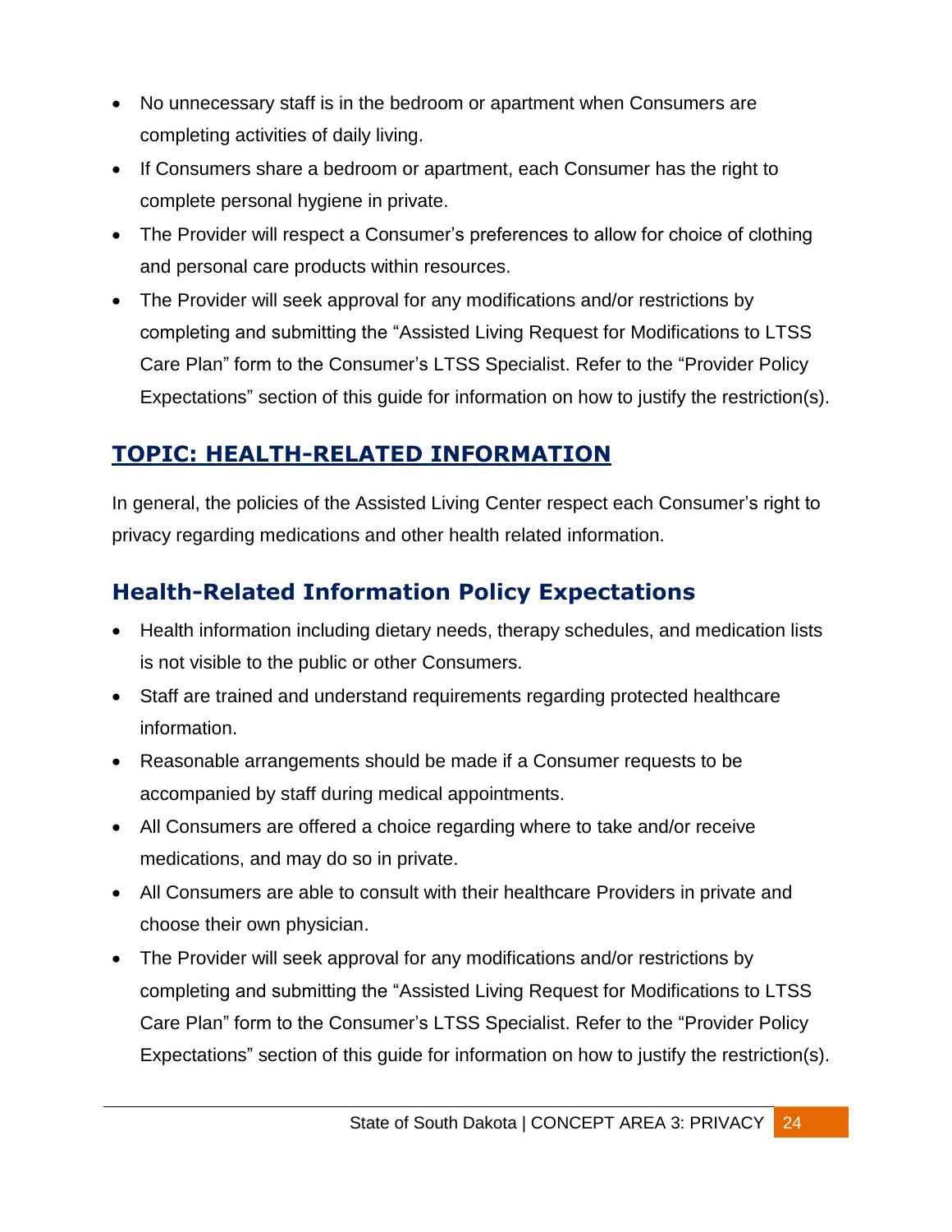- No unnecessary staff is in the bedroom or apartment when Consumers are completing activities of daily living.
- If Consumers share a bedroom or apartment, each Consumer has the right to complete personal hygiene in private.
- The Provider will respect a Consumer's preferences to allow for choice of clothing and personal care products within resources.
- The Provider will seek approval for any modifications and/or restrictions by completing and submitting the "Assisted Living Request for Modifications to LTSS Care Plan" form to the Consumer's LTSS Specialist. Refer to the "Provider Policy Expectations" section of this guide for information on how to justify the restriction(s).

## TOPIC: HEALTH-RELATED INFORMATION

In general, the policies of the Assisted Living Center respect each Consumer's right to privacy regarding medications and other health related information.

### Health-Related Information Policy Expectations

- Health information including dietary needs, therapy schedules, and medication lists is not visible to the public or other Consumers.
- Staff are trained and understand requirements regarding protected healthcare information.
- Reasonable arrangements should be made if a Consumer requests to be accompanied by staff during medical appointments.
- All Consumers are offered a choice regarding where to take and/or receive medications, and may do so in private.
- All Consumers are able to consult with their healthcare Providers in private and choose their own physician.
- The Provider will seek approval for any modifications and/or restrictions by completing and submitting the "Assisted Living Request for Modifications to LTSS Care Plan" form to the Consumer's LTSS Specialist. Refer to the "Provider Policy Expectations" section of this guide for information on how to justify the restriction(s).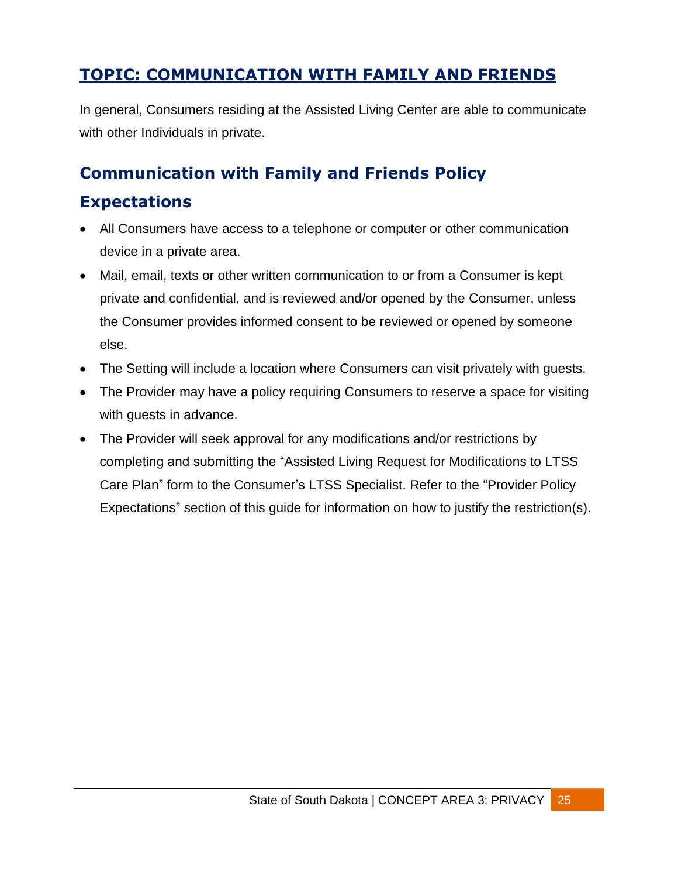## TOPIC: COMMUNICATION WITH FAMILY AND FRIENDS

In general, Consumers residing at the Assisted Living Center are able to communicate with other Individuals in private.

### Communication with Family and Friends Policy Expectations

- All Consumers have access to a telephone or computer or other communication device in a private area.
- Mail, email, texts or other written communication to or from a Consumer is kept private and confidential, and is reviewed and/or opened by the Consumer, unless the Consumer provides informed consent to be reviewed or opened by someone else.
- The Setting will include a location where Consumers can visit privately with guests.
- The Provider may have a policy requiring Consumers to reserve a space for visiting with guests in advance.
- The Provider will seek approval for any modifications and/or restrictions by completing and submitting the "Assisted Living Request for Modifications to LTSS Care Plan" form to the Consumer's LTSS Specialist. Refer to the "Provider Policy Expectations" section of this guide for information on how to justify the restriction(s).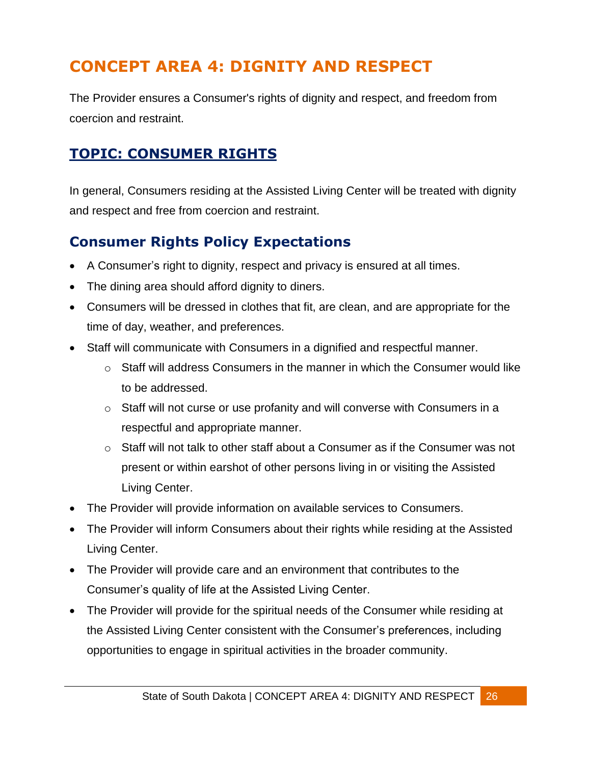# CONCEPT AREA 4: DIGNITY AND RESPECT

The Provider ensures a Consumer's rights of dignity and respect, and freedom from coercion and restraint.

## TOPIC: CONSUMER RIGHTS

In general, Consumers residing at the Assisted Living Center will be treated with dignity and respect and free from coercion and restraint.

### Consumer Rights Policy Expectations

- A Consumer's right to dignity, respect and privacy is ensured at all times.
- The dining area should afford dignity to diners.
- Consumers will be dressed in clothes that fit, are clean, and are appropriate for the time of day, weather, and preferences.
- Staff will communicate with Consumers in a dignified and respectful manner.
  - Staff will address Consumers in the manner in which the Consumer would like to be addressed.
  - Staff will not curse or use profanity and will converse with Consumers in a respectful and appropriate manner.
  - Staff will not talk to other staff about a Consumer as if the Consumer was not present or within earshot of other persons living in or visiting the Assisted Living Center.
- The Provider will provide information on available services to Consumers.
- The Provider will inform Consumers about their rights while residing at the Assisted Living Center.
- The Provider will provide care and an environment that contributes to the Consumer's quality of life at the Assisted Living Center.
- The Provider will provide for the spiritual needs of the Consumer while residing at the Assisted Living Center consistent with the Consumer's preferences, including opportunities to engage in spiritual activities in the broader community.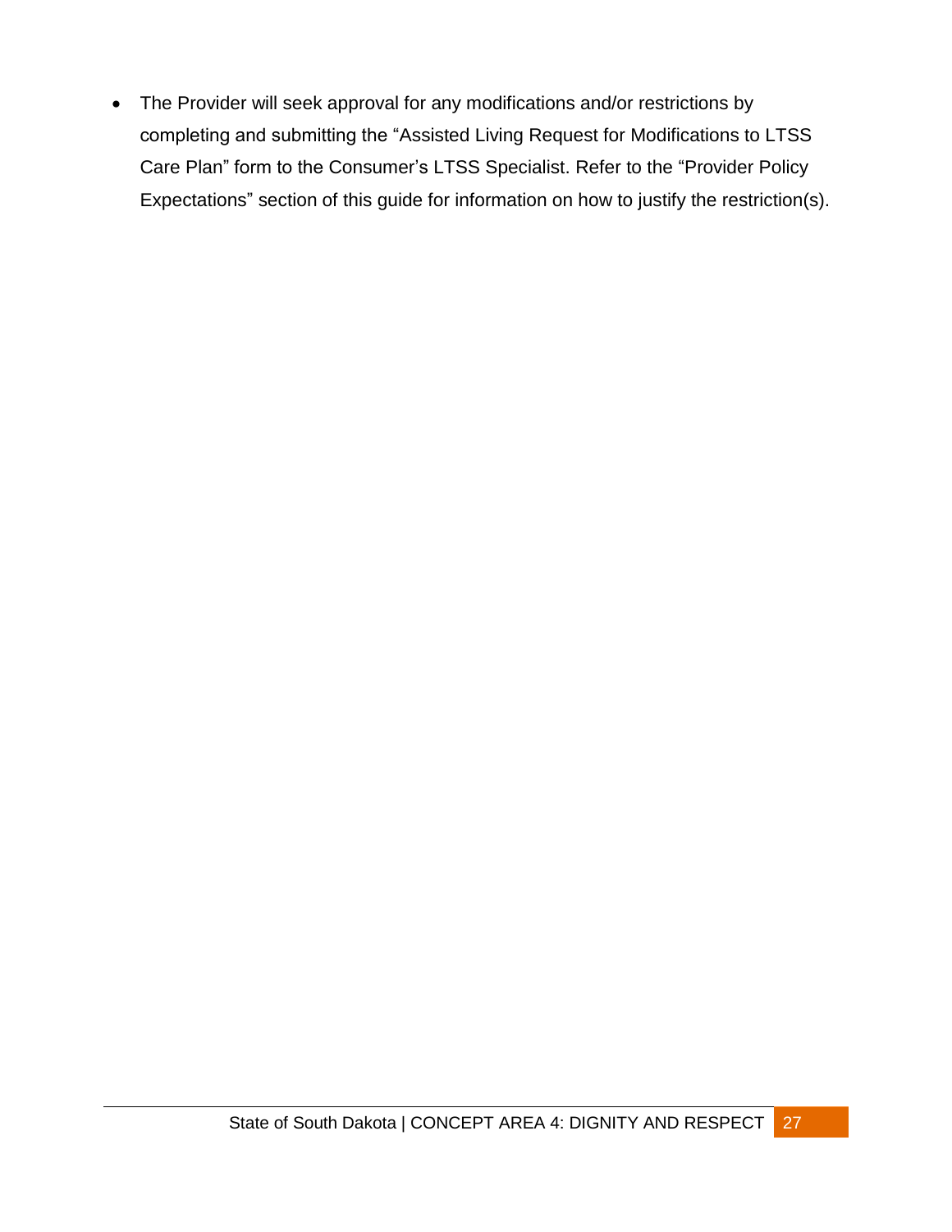- The Provider will seek approval for any modifications and/or restrictions by completing and submitting the “Assisted Living Request for Modifications to LTSS Care Plan” form to the Consumer’s LTSS Specialist. Refer to the “Provider Policy Expectations” section of this guide for information on how to justify the restriction(s).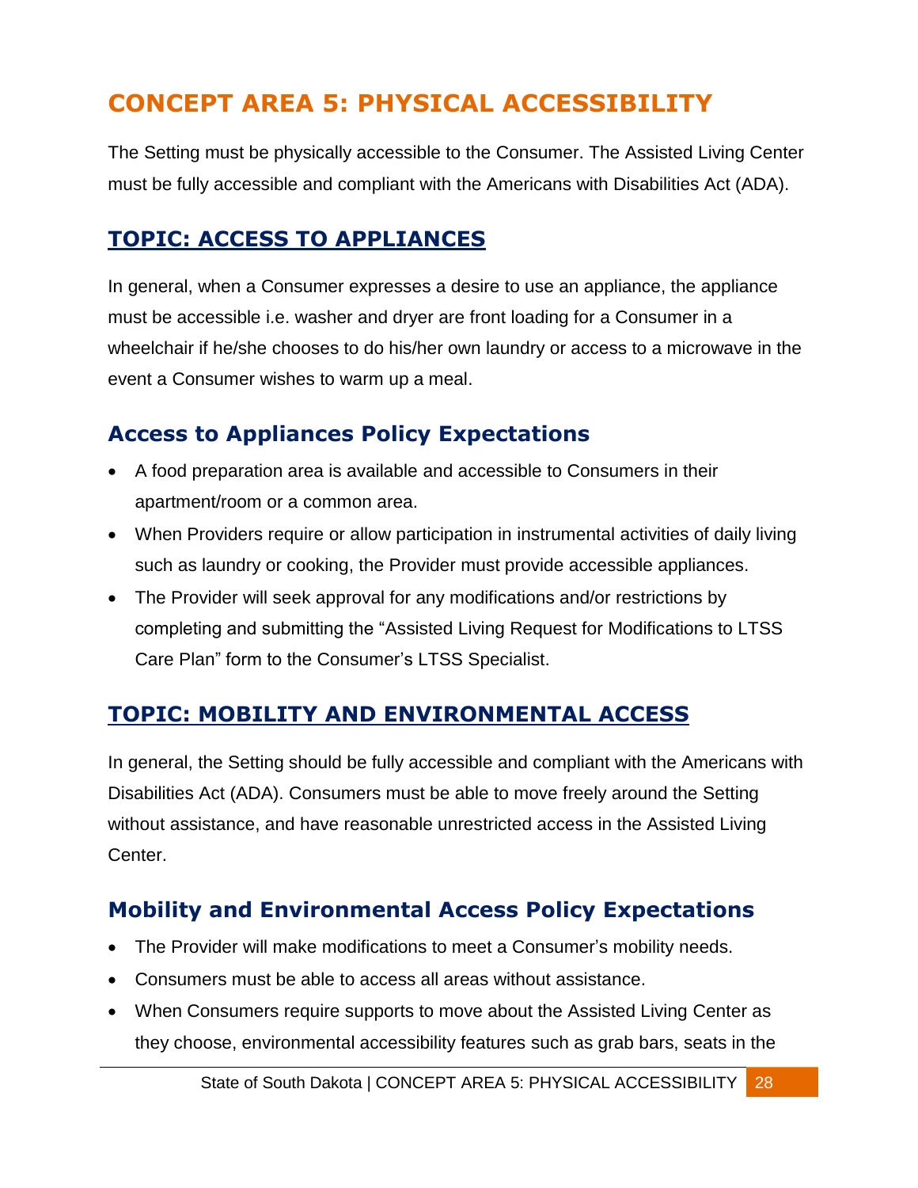# CONCEPT AREA 5: PHYSICAL ACCESSIBILITY

The Setting must be physically accessible to the Consumer. The Assisted Living Center must be fully accessible and compliant with the Americans with Disabilities Act (ADA).

## TOPIC: ACCESS TO APPLIANCES

In general, when a Consumer expresses a desire to use an appliance, the appliance must be accessible i.e. washer and dryer are front loading for a Consumer in a wheelchair if he/she chooses to do his/her own laundry or access to a microwave in the event a Consumer wishes to warm up a meal.

### Access to Appliances Policy Expectations

- A food preparation area is available and accessible to Consumers in their apartment/room or a common area.
- When Providers require or allow participation in instrumental activities of daily living such as laundry or cooking, the Provider must provide accessible appliances.
- The Provider will seek approval for any modifications and/or restrictions by completing and submitting the "Assisted Living Request for Modifications to LTSS Care Plan" form to the Consumer's LTSS Specialist.

## TOPIC: MOBILITY AND ENVIRONMENTAL ACCESS

In general, the Setting should be fully accessible and compliant with the Americans with Disabilities Act (ADA). Consumers must be able to move freely around the Setting without assistance, and have reasonable unrestricted access in the Assisted Living Center.

### Mobility and Environmental Access Policy Expectations

- The Provider will make modifications to meet a Consumer's mobility needs.
- Consumers must be able to access all areas without assistance.
- When Consumers require supports to move about the Assisted Living Center as they choose, environmental accessibility features such as grab bars, seats in the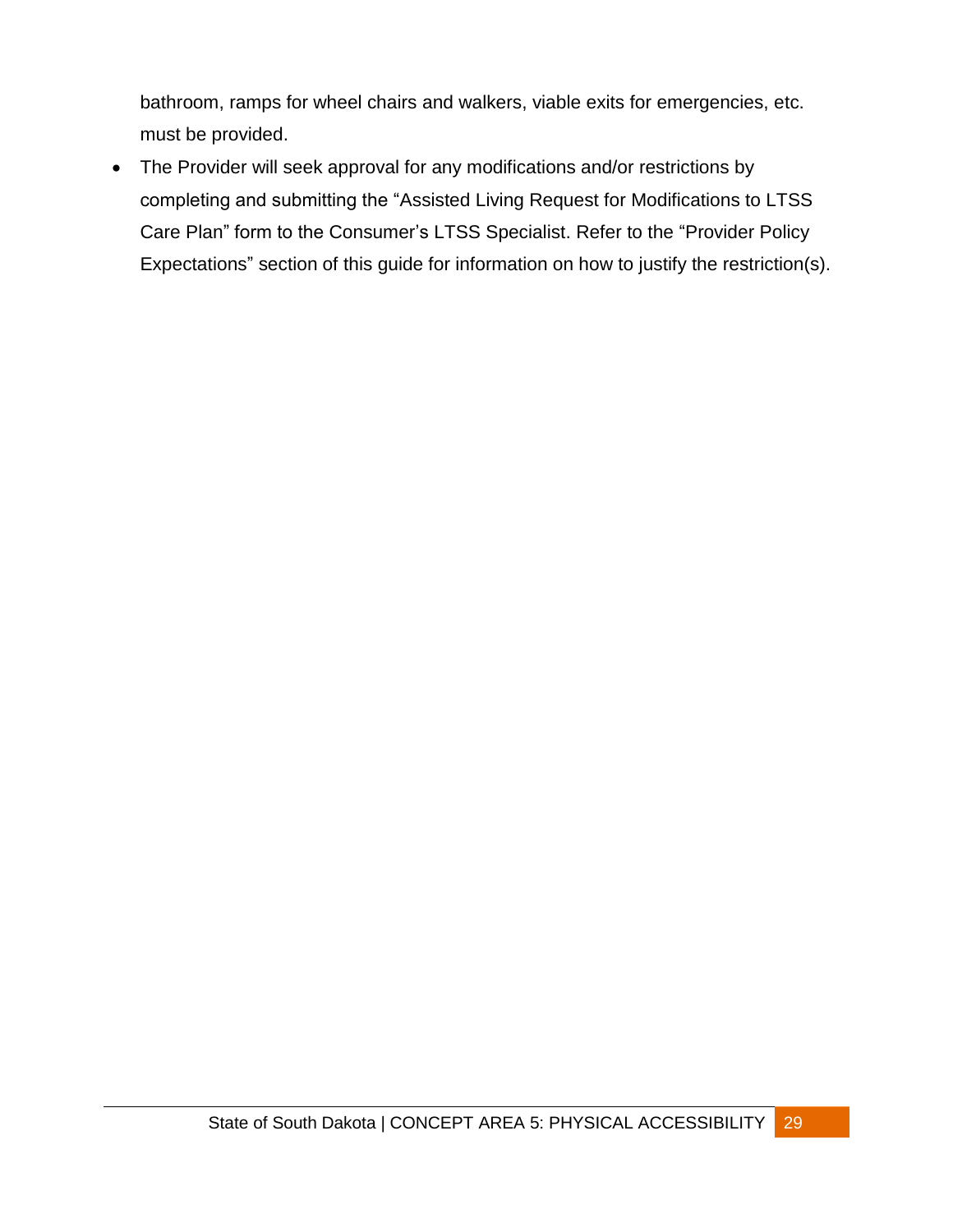bathroom, ramps for wheel chairs and walkers, viable exits for emergencies, etc. must be provided.

- The Provider will seek approval for any modifications and/or restrictions by completing and submitting the "Assisted Living Request for Modifications to LTSS Care Plan" form to the Consumer's LTSS Specialist. Refer to the "Provider Policy Expectations" section of this guide for information on how to justify the restriction(s).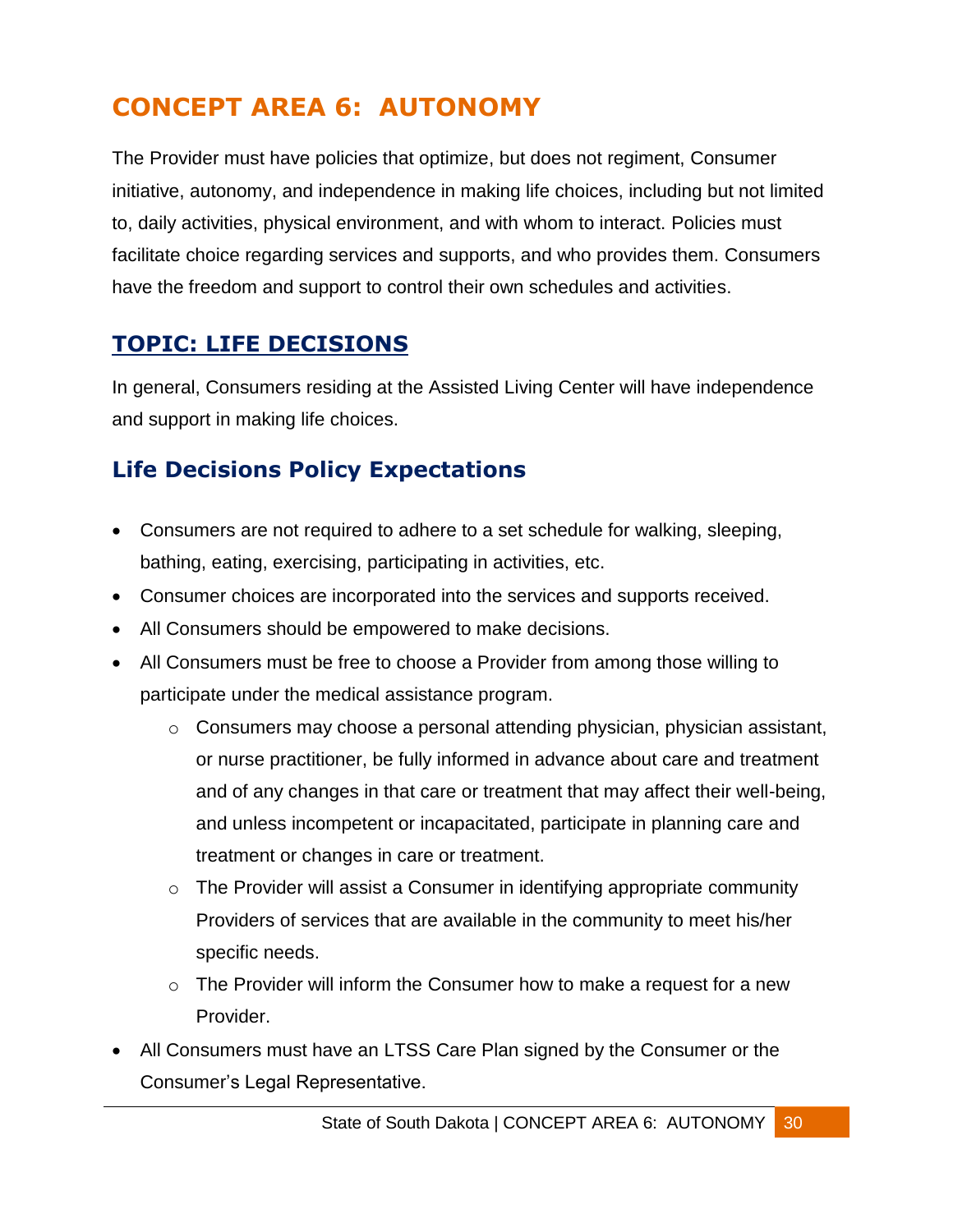# CONCEPT AREA 6: AUTONOMY

The Provider must have policies that optimize, but does not regiment, Consumer initiative, autonomy, and independence in making life choices, including but not limited to, daily activities, physical environment, and with whom to interact. Policies must facilitate choice regarding services and supports, and who provides them. Consumers have the freedom and support to control their own schedules and activities.

## TOPIC: LIFE DECISIONS

In general, Consumers residing at the Assisted Living Center will have independence and support in making life choices.

### Life Decisions Policy Expectations

- Consumers are not required to adhere to a set schedule for walking, sleeping, bathing, eating, exercising, participating in activities, etc.
- Consumer choices are incorporated into the services and supports received.
- All Consumers should be empowered to make decisions.
- All Consumers must be free to choose a Provider from among those willing to participate under the medical assistance program.
  - Consumers may choose a personal attending physician, physician assistant, or nurse practitioner, be fully informed in advance about care and treatment and of any changes in that care or treatment that may affect their well-being, and unless incompetent or incapacitated, participate in planning care and treatment or changes in care or treatment.
  - The Provider will assist a Consumer in identifying appropriate community Providers of services that are available in the community to meet his/her specific needs.
  - The Provider will inform the Consumer how to make a request for a new Provider.
- All Consumers must have an LTSS Care Plan signed by the Consumer or the Consumer's Legal Representative.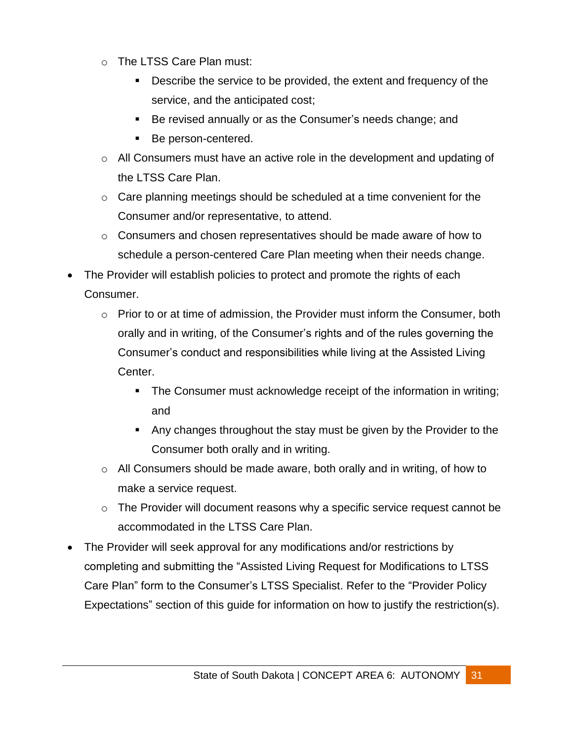- The LTSS Care Plan must:
    - Describe the service to be provided, the extent and frequency of the service, and the anticipated cost;
    - Be revised annually or as the Consumer's needs change; and
    - Be person-centered.
  - All Consumers must have an active role in the development and updating of the LTSS Care Plan.
  - Care planning meetings should be scheduled at a time convenient for the Consumer and/or representative, to attend.
  - Consumers and chosen representatives should be made aware of how to schedule a person-centered Care Plan meeting when their needs change.
- The Provider will establish policies to protect and promote the rights of each Consumer.
  - Prior to or at time of admission, the Provider must inform the Consumer, both orally and in writing, of the Consumer's rights and of the rules governing the Consumer's conduct and responsibilities while living at the Assisted Living Center.
    - The Consumer must acknowledge receipt of the information in writing; and
    - Any changes throughout the stay must be given by the Provider to the Consumer both orally and in writing.
  - All Consumers should be made aware, both orally and in writing, of how to make a service request.
  - The Provider will document reasons why a specific service request cannot be accommodated in the LTSS Care Plan.
- The Provider will seek approval for any modifications and/or restrictions by completing and submitting the "Assisted Living Request for Modifications to LTSS Care Plan" form to the Consumer's LTSS Specialist. Refer to the "Provider Policy Expectations" section of this guide for information on how to justify the restriction(s).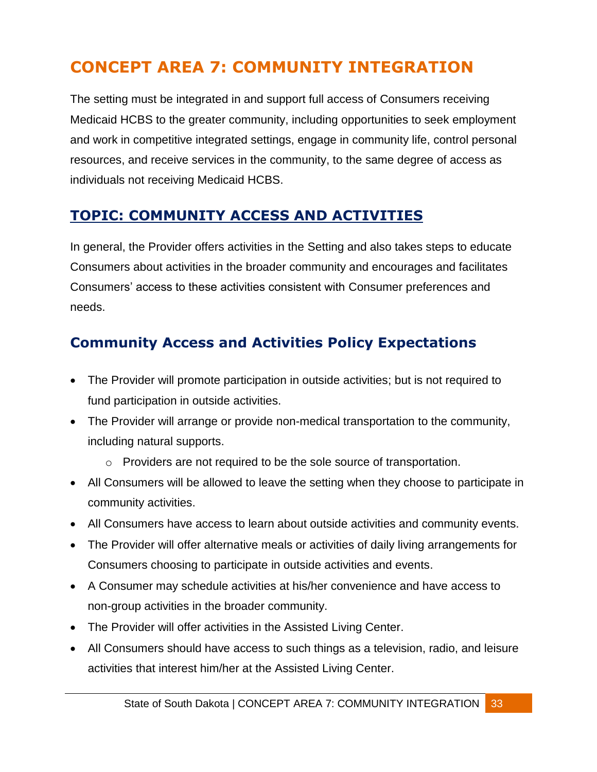# CONCEPT AREA 7: COMMUNITY INTEGRATION

The setting must be integrated in and support full access of Consumers receiving Medicaid HCBS to the greater community, including opportunities to seek employment and work in competitive integrated settings, engage in community life, control personal resources, and receive services in the community, to the same degree of access as individuals not receiving Medicaid HCBS.

## TOPIC: COMMUNITY ACCESS AND ACTIVITIES

In general, the Provider offers activities in the Setting and also takes steps to educate Consumers about activities in the broader community and encourages and facilitates Consumers' access to these activities consistent with Consumer preferences and needs.

### Community Access and Activities Policy Expectations

- The Provider will promote participation in outside activities; but is not required to fund participation in outside activities.
- The Provider will arrange or provide non-medical transportation to the community, including natural supports.
  - Providers are not required to be the sole source of transportation.
- All Consumers will be allowed to leave the setting when they choose to participate in community activities.
- All Consumers have access to learn about outside activities and community events.
- The Provider will offer alternative meals or activities of daily living arrangements for Consumers choosing to participate in outside activities and events.
- A Consumer may schedule activities at his/her convenience and have access to non-group activities in the broader community.
- The Provider will offer activities in the Assisted Living Center.
- All Consumers should have access to such things as a television, radio, and leisure activities that interest him/her at the Assisted Living Center.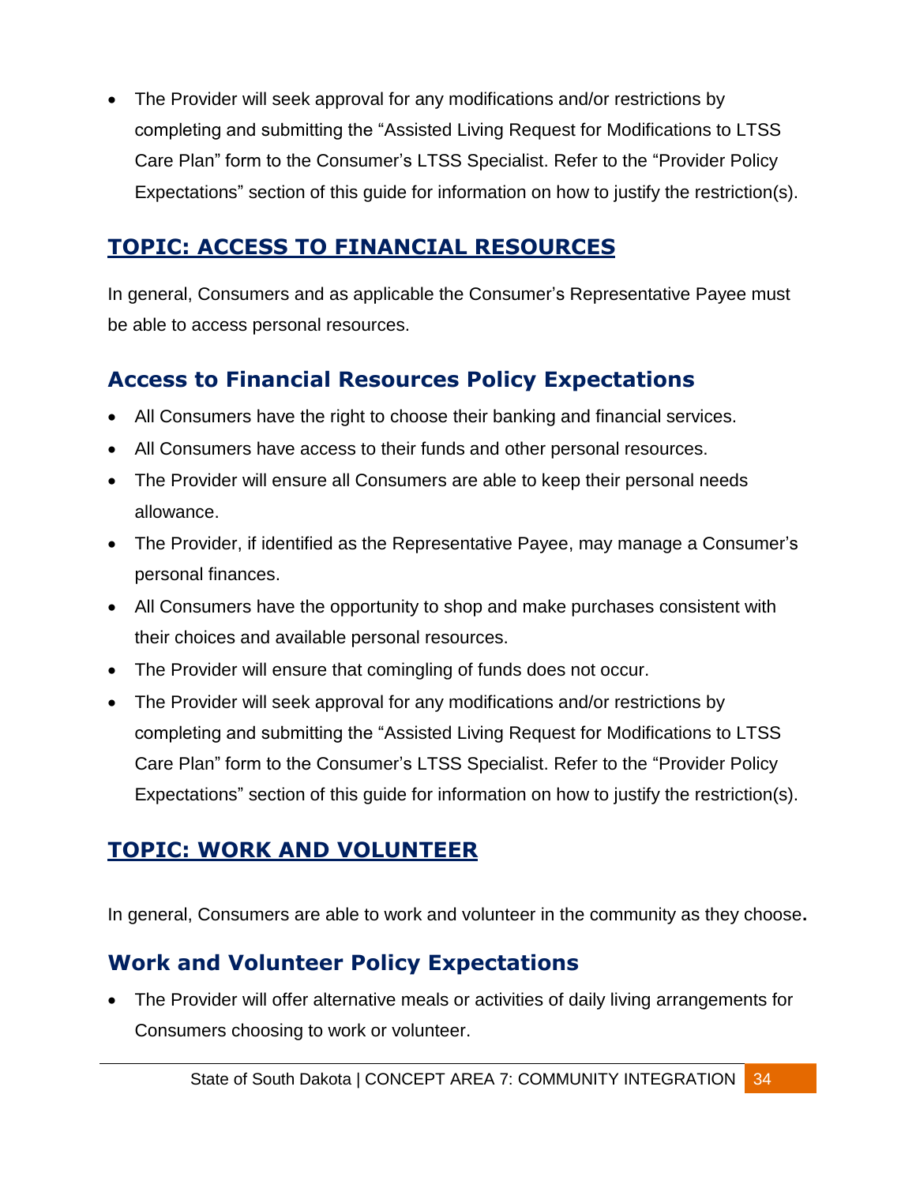- The Provider will seek approval for any modifications and/or restrictions by completing and submitting the "Assisted Living Request for Modifications to LTSS Care Plan" form to the Consumer's LTSS Specialist. Refer to the "Provider Policy Expectations" section of this guide for information on how to justify the restriction(s).

## TOPIC: ACCESS TO FINANCIAL RESOURCES

In general, Consumers and as applicable the Consumer's Representative Payee must be able to access personal resources.

### Access to Financial Resources Policy Expectations

- All Consumers have the right to choose their banking and financial services.
- All Consumers have access to their funds and other personal resources.
- The Provider will ensure all Consumers are able to keep their personal needs allowance.
- The Provider, if identified as the Representative Payee, may manage a Consumer's personal finances.
- All Consumers have the opportunity to shop and make purchases consistent with their choices and available personal resources.
- The Provider will ensure that comingling of funds does not occur.
- The Provider will seek approval for any modifications and/or restrictions by completing and submitting the "Assisted Living Request for Modifications to LTSS Care Plan" form to the Consumer's LTSS Specialist. Refer to the "Provider Policy Expectations" section of this guide for information on how to justify the restriction(s).

## TOPIC: WORK AND VOLUNTEER

In general, Consumers are able to work and volunteer in the community as they choose**.**

### Work and Volunteer Policy Expectations

- The Provider will offer alternative meals or activities of daily living arrangements for Consumers choosing to work or volunteer.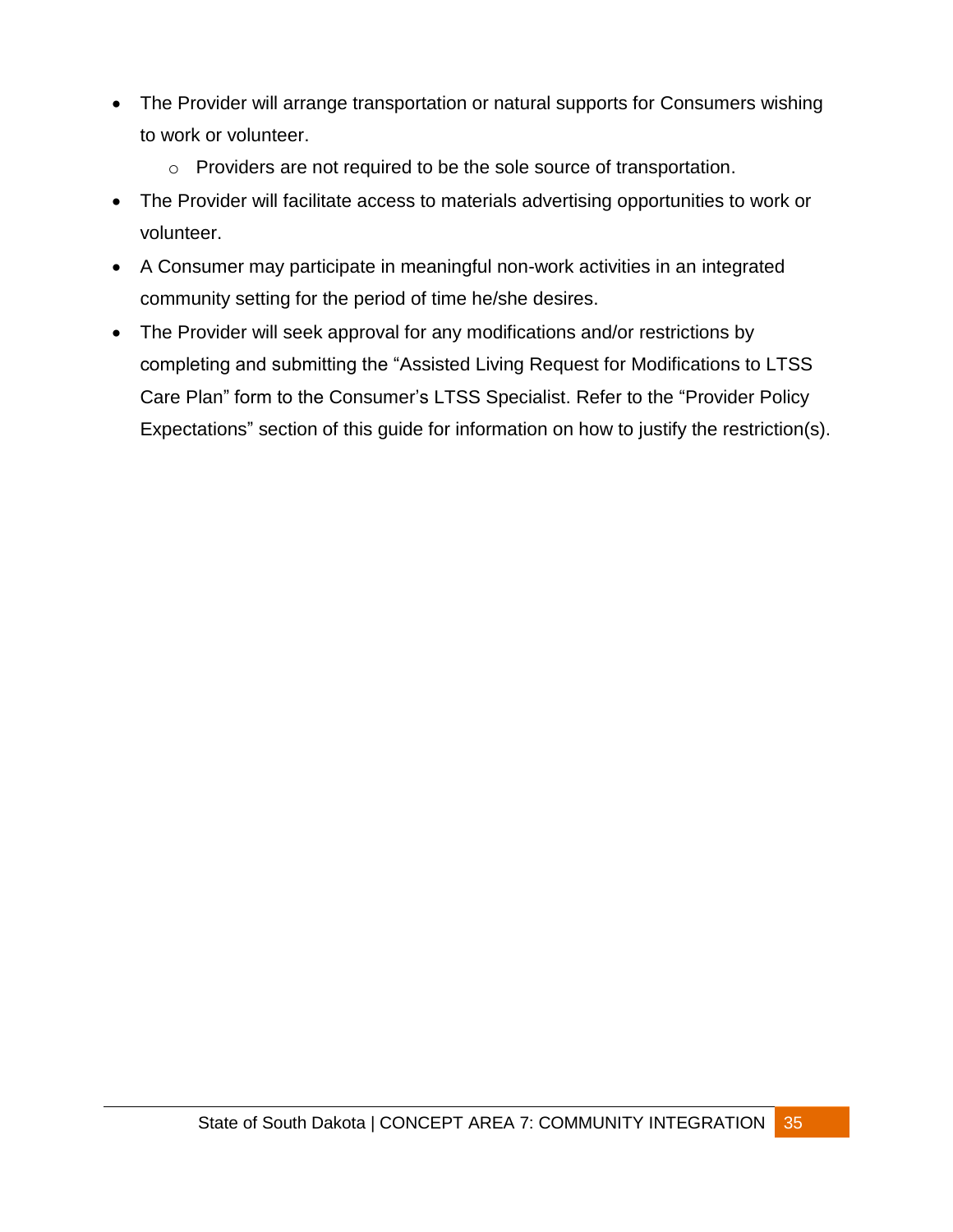- The Provider will arrange transportation or natural supports for Consumers wishing to work or volunteer.
    - Providers are not required to be the sole source of transportation.
- The Provider will facilitate access to materials advertising opportunities to work or volunteer.
- A Consumer may participate in meaningful non-work activities in an integrated community setting for the period of time he/she desires.
- The Provider will seek approval for any modifications and/or restrictions by completing and submitting the "Assisted Living Request for Modifications to LTSS Care Plan" form to the Consumer's LTSS Specialist. Refer to the "Provider Policy Expectations" section of this guide for information on how to justify the restriction(s).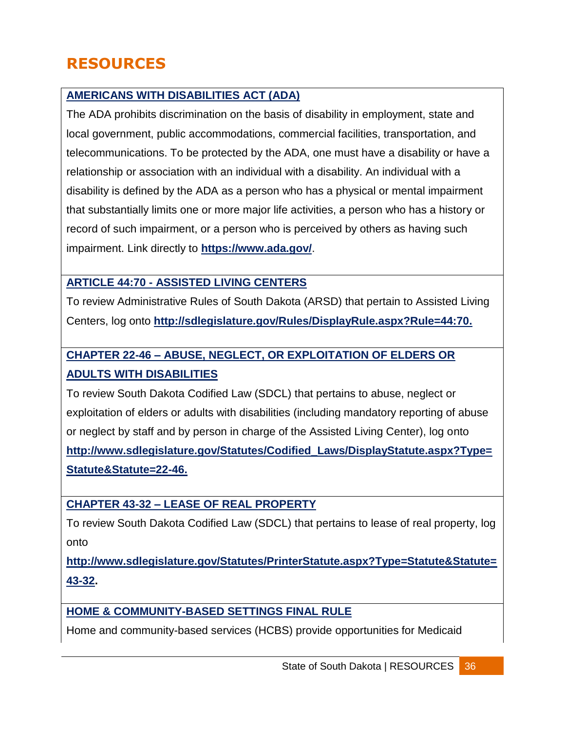# RESOURCES

**AMERICANS WITH DISABILITIES ACT (ADA)**

The ADA prohibits discrimination on the basis of disability in employment, state and local government, public accommodations, commercial facilities, transportation, and telecommunications. To be protected by the ADA, one must have a disability or have a relationship or association with an individual with a disability. An individual with a disability is defined by the ADA as a person who has a physical or mental impairment that substantially limits one or more major life activities, a person who has a history or record of such impairment, or a person who is perceived by others as having such impairment. Link directly to **https://www.ada.gov/**.

**ARTICLE 44:70 - ASSISTED LIVING CENTERS**

To review Administrative Rules of South Dakota (ARSD) that pertain to Assisted Living Centers, log onto **http://sdlegislature.gov/Rules/DisplayRule.aspx?Rule=44:70.**

**CHAPTER 22-46 – ABUSE, NEGLECT, OR EXPLOITATION OF ELDERS OR ADULTS WITH DISABILITIES**

To review South Dakota Codified Law (SDCL) that pertains to abuse, neglect or exploitation of elders or adults with disabilities (including mandatory reporting of abuse or neglect by staff and by person in charge of the Assisted Living Center), log onto **http://www.sdlegislature.gov/Statutes/Codified_Laws/DisplayStatute.aspx?Type=Statute&Statute=22-46.**

**CHAPTER 43-32 – LEASE OF REAL PROPERTY**

To review South Dakota Codified Law (SDCL) that pertains to lease of real property, log onto

**http://www.sdlegislature.gov/Statutes/PrinterStatute.aspx?Type=Statute&Statute=43-32.**

**HOME & COMMUNITY-BASED SETTINGS FINAL RULE**

Home and community-based services (HCBS) provide opportunities for Medicaid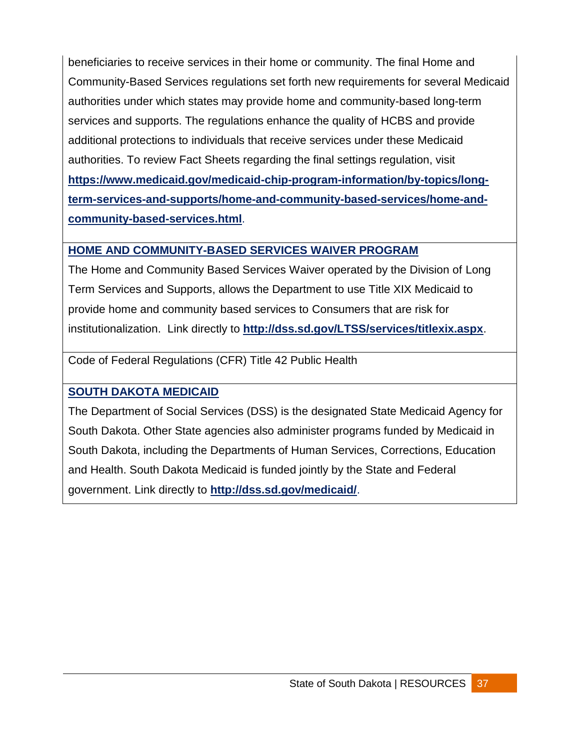beneficiaries to receive services in their home or community. The final Home and Community-Based Services regulations set forth new requirements for several Medicaid authorities under which states may provide home and community-based long-term services and supports. The regulations enhance the quality of HCBS and provide additional protections to individuals that receive services under these Medicaid authorities. To review Fact Sheets regarding the final settings regulation, visit **https://www.medicaid.gov/medicaid-chip-program-information/by-topics/long-term-services-and-supports/home-and-community-based-services/home-and-community-based-services.html**.

**HOME AND COMMUNITY-BASED SERVICES WAIVER PROGRAM**

The Home and Community Based Services Waiver operated by the Division of Long Term Services and Supports, allows the Department to use Title XIX Medicaid to provide home and community based services to Consumers that are risk for institutionalization. Link directly to **http://dss.sd.gov/LTSS/services/titlexix.aspx**.

Code of Federal Regulations (CFR) Title 42 Public Health

**SOUTH DAKOTA MEDICAID**

The Department of Social Services (DSS) is the designated State Medicaid Agency for South Dakota. Other State agencies also administer programs funded by Medicaid in South Dakota, including the Departments of Human Services, Corrections, Education and Health. South Dakota Medicaid is funded jointly by the State and Federal government. Link directly to **http://dss.sd.gov/medicaid/**.